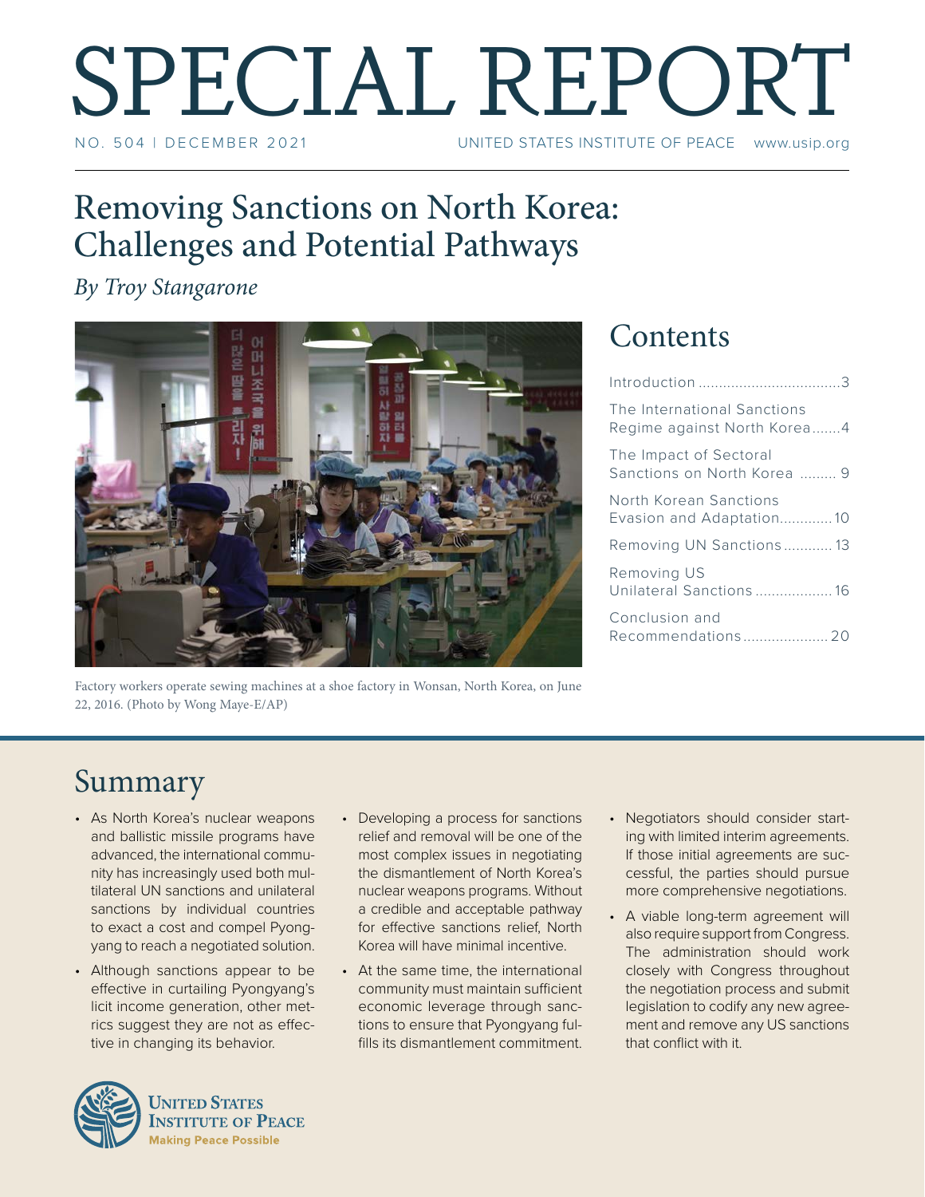# SPECIAL REPORT

NO. 504 | DECEMBER 2021 UNITED STATES INSTITUTE OF PEACE www.usip.org

## Removing Sanctions on North Korea: Challenges and Potential Pathways

*By Troy Stangarone*

Factory workers operate sewing machines at a shoe factory in Wonsan, North Korea, on June 22, 2016. (Photo by Wong Maye-E/AP)

## Contents

Introduction ... 3

The International Sanctions Regime against North Korea ... 4

The Impact of Sectoral Sanctions on North Korea ... 9

North Korean Sanctions Evasion and Adaptation ... 10

Removing UN Sanctions ... 13

Removing US Unilateral Sanctions ... 16

Conclusion and Recommendations ... 20

## Summary

- As North Korea's nuclear weapons and ballistic missile programs have advanced, the international community has increasingly used both multilateral UN sanctions and unilateral sanctions by individual countries to exact a cost and compel Pyongyang to reach a negotiated solution.
- Although sanctions appear to be effective in curtailing Pyongyang's licit income generation, other metrics suggest they are not as effective in changing its behavior.
- Developing a process for sanctions relief and removal will be one of the most complex issues in negotiating the dismantlement of North Korea's nuclear weapons programs. Without a credible and acceptable pathway for effective sanctions relief, North Korea will have minimal incentive.
- At the same time, the international community must maintain sufficient economic leverage through sanctions to ensure that Pyongyang fulfills its dismantlement commitment.
- Negotiators should consider starting with limited interim agreements. If those initial agreements are successful, the parties should pursue more comprehensive negotiations.
- A viable long-term agreement will also require support from Congress. The administration should work closely with Congress throughout the negotiation process and submit legislation to codify any new agreement and remove any US sanctions that conflict with it.

UNITED STATES INSTITUTE OF PEACE
Making Peace Possible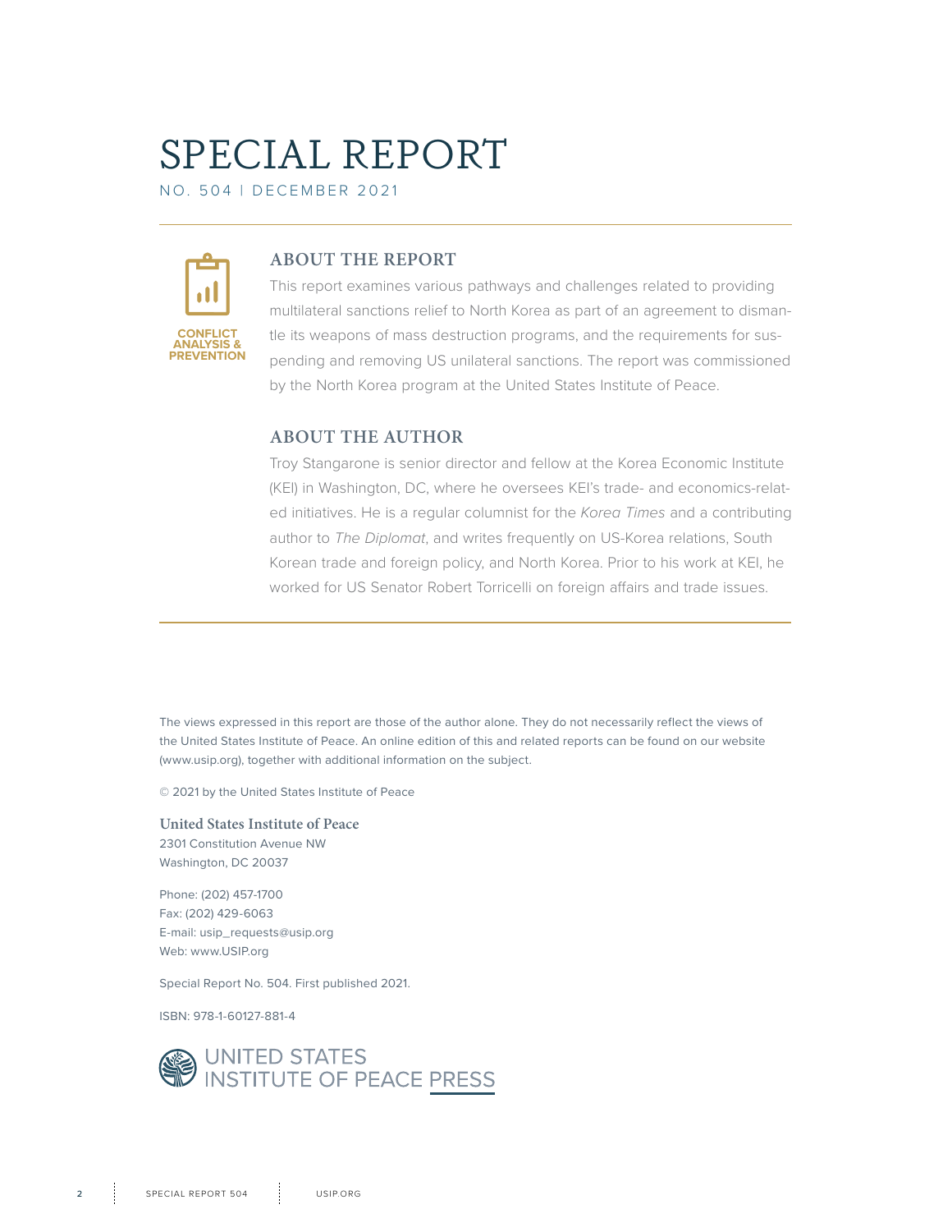# SPECIAL REPORT

NO. 504 | DECEMBER 2021

CONFLICT ANALYSIS & PREVENTION

## ABOUT THE REPORT

This report examines various pathways and challenges related to providing multilateral sanctions relief to North Korea as part of an agreement to dismantle its weapons of mass destruction programs, and the requirements for suspending and removing US unilateral sanctions. The report was commissioned by the North Korea program at the United States Institute of Peace.

## ABOUT THE AUTHOR

Troy Stangarone is senior director and fellow at the Korea Economic Institute (KEI) in Washington, DC, where he oversees KEI's trade- and economics-related initiatives. He is a regular columnist for the *Korea Times* and a contributing author to *The Diplomat*, and writes frequently on US-Korea relations, South Korean trade and foreign policy, and North Korea. Prior to his work at KEI, he worked for US Senator Robert Torricelli on foreign affairs and trade issues.

The views expressed in this report are those of the author alone. They do not necessarily reflect the views of the United States Institute of Peace. An online edition of this and related reports can be found on our website (www.usip.org), together with additional information on the subject.

© 2021 by the United States Institute of Peace

**United States Institute of Peace**
2301 Constitution Avenue NW
Washington, DC 20037

Phone: (202) 457-1700
Fax: (202) 429-6063
E-mail: usip_requests@usip.org
Web: www.USIP.org

Special Report No. 504. First published 2021.

ISBN: 978-1-60127-881-4

UNITED STATES INSTITUTE OF PEACE PRESS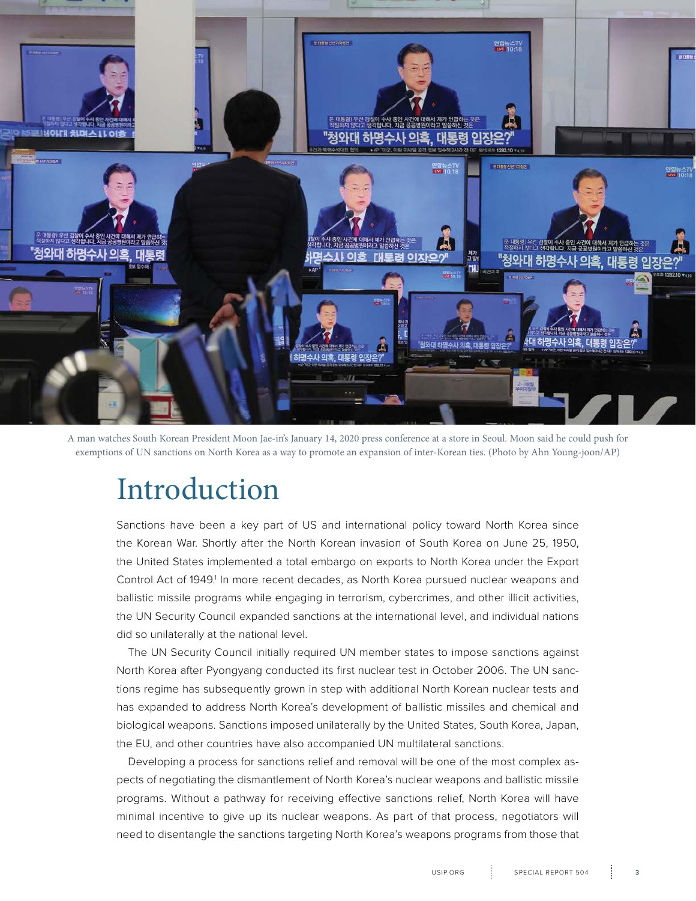A man watches South Korean President Moon Jae-in's January 14, 2020 press conference at a store in Seoul. Moon said he could push for exemptions of UN sanctions on North Korea as a way to promote an expansion of inter-Korean ties. (Photo by Ahn Young-joon/AP)

# Introduction

Sanctions have been a key part of US and international policy toward North Korea since the Korean War. Shortly after the North Korean invasion of South Korea on June 25, 1950, the United States implemented a total embargo on exports to North Korea under the Export Control Act of 1949.[1] In more recent decades, as North Korea pursued nuclear weapons and ballistic missile programs while engaging in terrorism, cybercrimes, and other illicit activities, the UN Security Council expanded sanctions at the international level, and individual nations did so unilaterally at the national level.

The UN Security Council initially required UN member states to impose sanctions against North Korea after Pyongyang conducted its first nuclear test in October 2006. The UN sanctions regime has subsequently grown in step with additional North Korean nuclear tests and has expanded to address North Korea's development of ballistic missiles and chemical and biological weapons. Sanctions imposed unilaterally by the United States, South Korea, Japan, the EU, and other countries have also accompanied UN multilateral sanctions.

Developing a process for sanctions relief and removal will be one of the most complex aspects of negotiating the dismantlement of North Korea's nuclear weapons and ballistic missile programs. Without a pathway for receiving effective sanctions relief, North Korea will have minimal incentive to give up its nuclear weapons. As part of that process, negotiators will need to disentangle the sanctions targeting North Korea's weapons programs from those that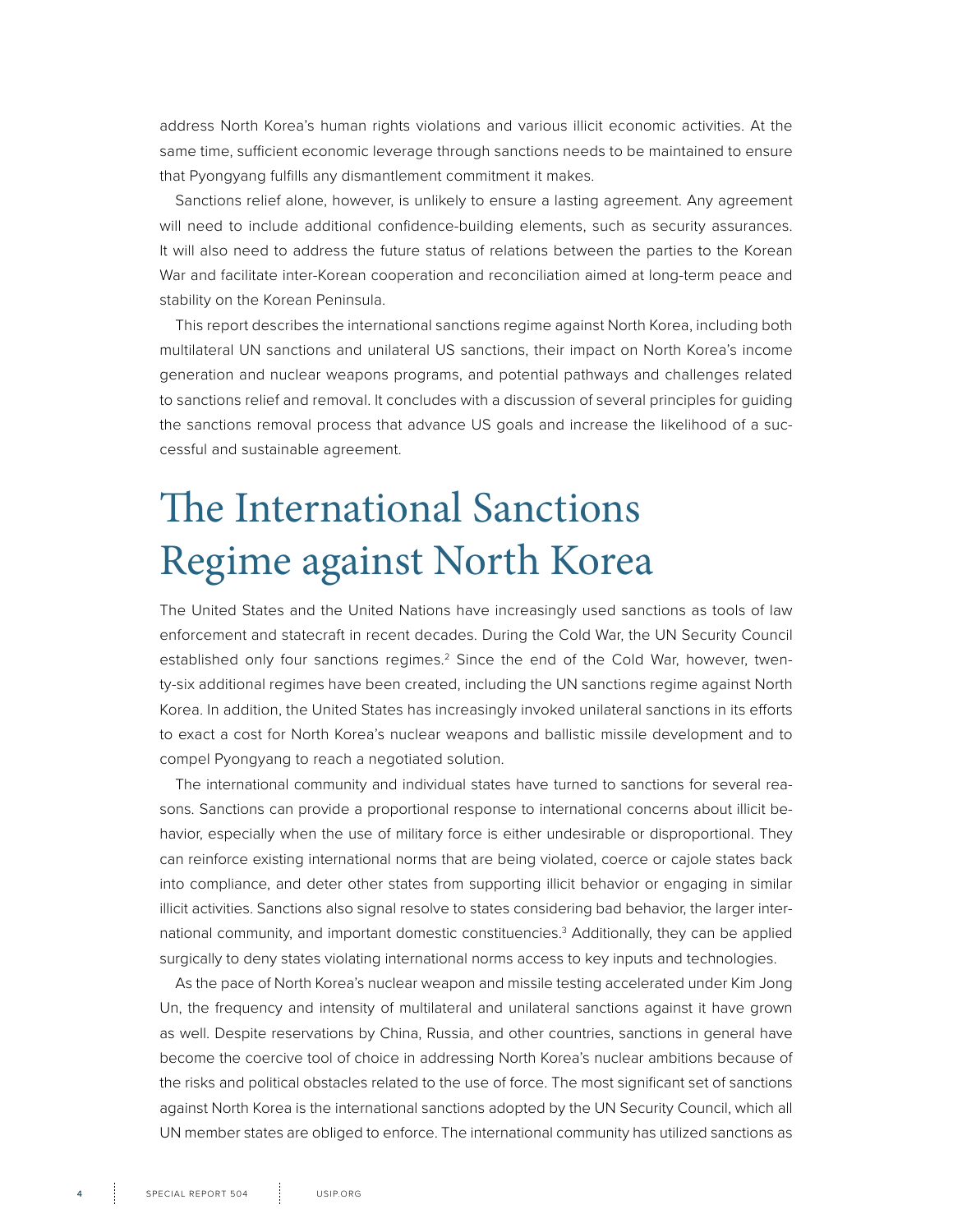address North Korea's human rights violations and various illicit economic activities. At the same time, sufficient economic leverage through sanctions needs to be maintained to ensure that Pyongyang fulfills any dismantlement commitment it makes.

Sanctions relief alone, however, is unlikely to ensure a lasting agreement. Any agreement will need to include additional confidence-building elements, such as security assurances. It will also need to address the future status of relations between the parties to the Korean War and facilitate inter-Korean cooperation and reconciliation aimed at long-term peace and stability on the Korean Peninsula.

This report describes the international sanctions regime against North Korea, including both multilateral UN sanctions and unilateral US sanctions, their impact on North Korea's income generation and nuclear weapons programs, and potential pathways and challenges related to sanctions relief and removal. It concludes with a discussion of several principles for guiding the sanctions removal process that advance US goals and increase the likelihood of a successful and sustainable agreement.

# The International Sanctions Regime against North Korea

The United States and the United Nations have increasingly used sanctions as tools of law enforcement and statecraft in recent decades. During the Cold War, the UN Security Council established only four sanctions regimes.[2] Since the end of the Cold War, however, twenty-six additional regimes have been created, including the UN sanctions regime against North Korea. In addition, the United States has increasingly invoked unilateral sanctions in its efforts to exact a cost for North Korea's nuclear weapons and ballistic missile development and to compel Pyongyang to reach a negotiated solution.

The international community and individual states have turned to sanctions for several reasons. Sanctions can provide a proportional response to international concerns about illicit behavior, especially when the use of military force is either undesirable or disproportional. They can reinforce existing international norms that are being violated, coerce or cajole states back into compliance, and deter other states from supporting illicit behavior or engaging in similar illicit activities. Sanctions also signal resolve to states considering bad behavior, the larger international community, and important domestic constituencies.[3] Additionally, they can be applied surgically to deny states violating international norms access to key inputs and technologies.

As the pace of North Korea's nuclear weapon and missile testing accelerated under Kim Jong Un, the frequency and intensity of multilateral and unilateral sanctions against it have grown as well. Despite reservations by China, Russia, and other countries, sanctions in general have become the coercive tool of choice in addressing North Korea's nuclear ambitions because of the risks and political obstacles related to the use of force. The most significant set of sanctions against North Korea is the international sanctions adopted by the UN Security Council, which all UN member states are obliged to enforce. The international community has utilized sanctions as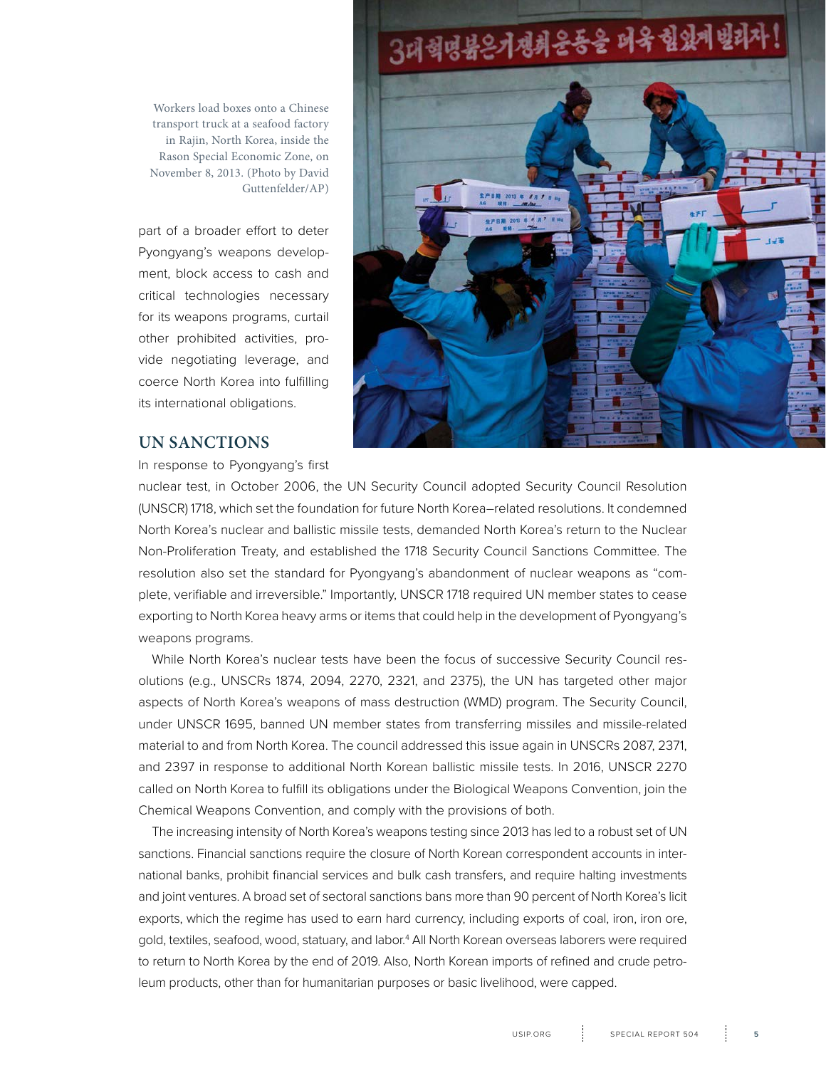Workers load boxes onto a Chinese transport truck at a seafood factory in Rajin, North Korea, inside the Rason Special Economic Zone, on November 8, 2013. (Photo by David Guttenfelder/AP)

part of a broader effort to deter Pyongyang's weapons development, block access to cash and critical technologies necessary for its weapons programs, curtail other prohibited activities, provide negotiating leverage, and coerce North Korea into fulfilling its international obligations.

## UN SANCTIONS

In response to Pyongyang's first nuclear test, in October 2006, the UN Security Council adopted Security Council Resolution (UNSCR) 1718, which set the foundation for future North Korea–related resolutions. It condemned North Korea's nuclear and ballistic missile tests, demanded North Korea's return to the Nuclear Non-Proliferation Treaty, and established the 1718 Security Council Sanctions Committee. The resolution also set the standard for Pyongyang's abandonment of nuclear weapons as "complete, verifiable and irreversible." Importantly, UNSCR 1718 required UN member states to cease exporting to North Korea heavy arms or items that could help in the development of Pyongyang's weapons programs.

While North Korea's nuclear tests have been the focus of successive Security Council resolutions (e.g., UNSCRs 1874, 2094, 2270, 2321, and 2375), the UN has targeted other major aspects of North Korea's weapons of mass destruction (WMD) program. The Security Council, under UNSCR 1695, banned UN member states from transferring missiles and missile-related material to and from North Korea. The council addressed this issue again in UNSCRs 2087, 2371, and 2397 in response to additional North Korean ballistic missile tests. In 2016, UNSCR 2270 called on North Korea to fulfill its obligations under the Biological Weapons Convention, join the Chemical Weapons Convention, and comply with the provisions of both.

The increasing intensity of North Korea's weapons testing since 2013 has led to a robust set of UN sanctions. Financial sanctions require the closure of North Korean correspondent accounts in international banks, prohibit financial services and bulk cash transfers, and require halting investments and joint ventures. A broad set of sectoral sanctions bans more than 90 percent of North Korea's licit exports, which the regime has used to earn hard currency, including exports of coal, iron, iron ore, gold, textiles, seafood, wood, statuary, and labor.[4] All North Korean overseas laborers were required to return to North Korea by the end of 2019. Also, North Korean imports of refined and crude petroleum products, other than for humanitarian purposes or basic livelihood, were capped.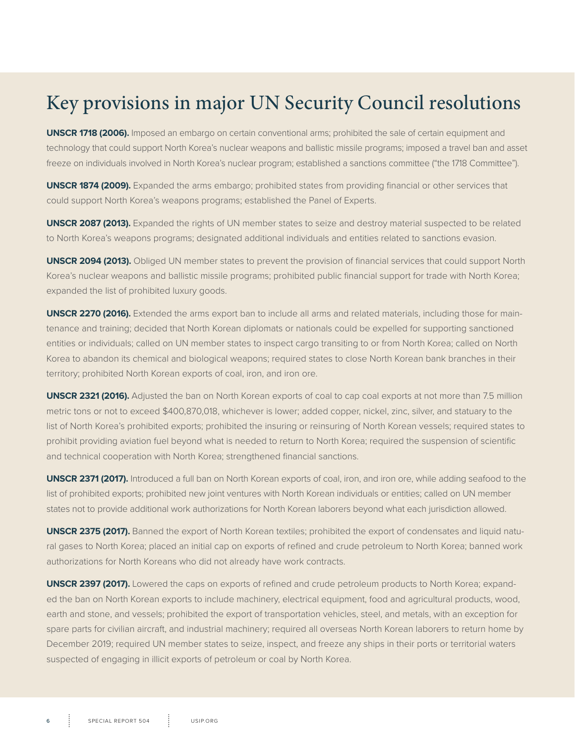# Key provisions in major UN Security Council resolutions

**UNSCR 1718 (2006).** Imposed an embargo on certain conventional arms; prohibited the sale of certain equipment and technology that could support North Korea's nuclear weapons and ballistic missile programs; imposed a travel ban and asset freeze on individuals involved in North Korea's nuclear program; established a sanctions committee ("the 1718 Committee").

**UNSCR 1874 (2009).** Expanded the arms embargo; prohibited states from providing financial or other services that could support North Korea's weapons programs; established the Panel of Experts.

**UNSCR 2087 (2013).** Expanded the rights of UN member states to seize and destroy material suspected to be related to North Korea's weapons programs; designated additional individuals and entities related to sanctions evasion.

**UNSCR 2094 (2013).** Obliged UN member states to prevent the provision of financial services that could support North Korea's nuclear weapons and ballistic missile programs; prohibited public financial support for trade with North Korea; expanded the list of prohibited luxury goods.

**UNSCR 2270 (2016).** Extended the arms export ban to include all arms and related materials, including those for maintenance and training; decided that North Korean diplomats or nationals could be expelled for supporting sanctioned entities or individuals; called on UN member states to inspect cargo transiting to or from North Korea; called on North Korea to abandon its chemical and biological weapons; required states to close North Korean bank branches in their territory; prohibited North Korean exports of coal, iron, and iron ore.

**UNSCR 2321 (2016).** Adjusted the ban on North Korean exports of coal to cap coal exports at not more than 7.5 million metric tons or not to exceed $400,870,018, whichever is lower; added copper, nickel, zinc, silver, and statuary to the list of North Korea's prohibited exports; prohibited the insuring or reinsuring of North Korean vessels; required states to prohibit providing aviation fuel beyond what is needed to return to North Korea; required the suspension of scientific and technical cooperation with North Korea; strengthened financial sanctions.

**UNSCR 2371 (2017).** Introduced a full ban on North Korean exports of coal, iron, and iron ore, while adding seafood to the list of prohibited exports; prohibited new joint ventures with North Korean individuals or entities; called on UN member states not to provide additional work authorizations for North Korean laborers beyond what each jurisdiction allowed.

**UNSCR 2375 (2017).** Banned the export of North Korean textiles; prohibited the export of condensates and liquid natural gases to North Korea; placed an initial cap on exports of refined and crude petroleum to North Korea; banned work authorizations for North Koreans who did not already have work contracts.

**UNSCR 2397 (2017).** Lowered the caps on exports of refined and crude petroleum products to North Korea; expanded the ban on North Korean exports to include machinery, electrical equipment, food and agricultural products, wood, earth and stone, and vessels; prohibited the export of transportation vehicles, steel, and metals, with an exception for spare parts for civilian aircraft, and industrial machinery; required all overseas North Korean laborers to return home by December 2019; required UN member states to seize, inspect, and freeze any ships in their ports or territorial waters suspected of engaging in illicit exports of petroleum or coal by North Korea.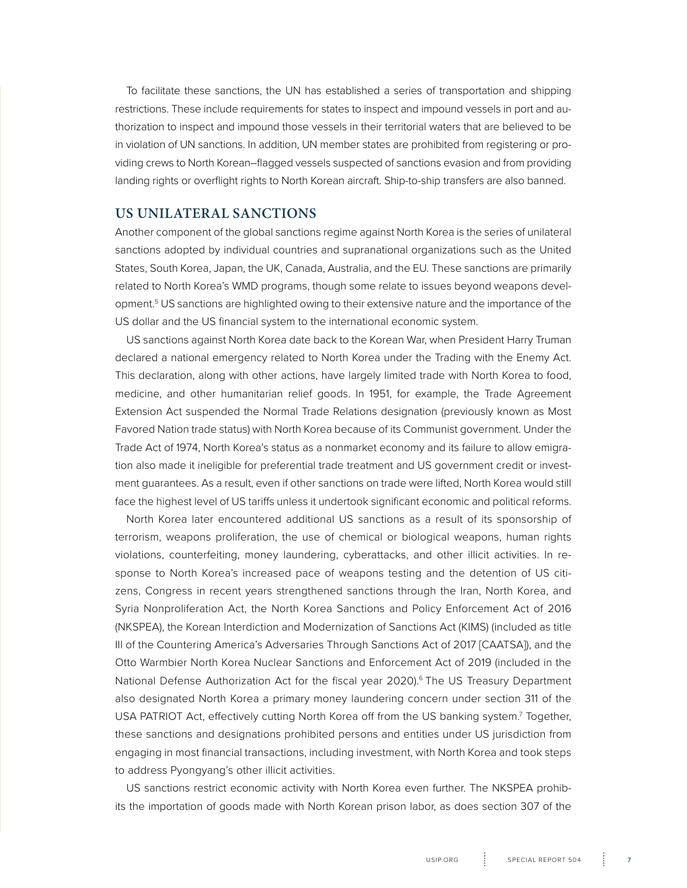To facilitate these sanctions, the UN has established a series of transportation and shipping restrictions. These include requirements for states to inspect and impound vessels in port and authorization to inspect and impound those vessels in their territorial waters that are believed to be in violation of UN sanctions. In addition, UN member states are prohibited from registering or providing crews to North Korean–flagged vessels suspected of sanctions evasion and from providing landing rights or overflight rights to North Korean aircraft. Ship-to-ship transfers are also banned.

## US UNILATERAL SANCTIONS

Another component of the global sanctions regime against North Korea is the series of unilateral sanctions adopted by individual countries and supranational organizations such as the United States, South Korea, Japan, the UK, Canada, Australia, and the EU. These sanctions are primarily related to North Korea's WMD programs, though some relate to issues beyond weapons development.[5] US sanctions are highlighted owing to their extensive nature and the importance of the US dollar and the US financial system to the international economic system.

US sanctions against North Korea date back to the Korean War, when President Harry Truman declared a national emergency related to North Korea under the Trading with the Enemy Act. This declaration, along with other actions, have largely limited trade with North Korea to food, medicine, and other humanitarian relief goods. In 1951, for example, the Trade Agreement Extension Act suspended the Normal Trade Relations designation (previously known as Most Favored Nation trade status) with North Korea because of its Communist government. Under the Trade Act of 1974, North Korea's status as a nonmarket economy and its failure to allow emigration also made it ineligible for preferential trade treatment and US government credit or investment guarantees. As a result, even if other sanctions on trade were lifted, North Korea would still face the highest level of US tariffs unless it undertook significant economic and political reforms.

North Korea later encountered additional US sanctions as a result of its sponsorship of terrorism, weapons proliferation, the use of chemical or biological weapons, human rights violations, counterfeiting, money laundering, cyberattacks, and other illicit activities. In response to North Korea's increased pace of weapons testing and the detention of US citizens, Congress in recent years strengthened sanctions through the Iran, North Korea, and Syria Nonproliferation Act, the North Korea Sanctions and Policy Enforcement Act of 2016 (NKSPEA), the Korean Interdiction and Modernization of Sanctions Act (KIMS) (included as title III of the Countering America's Adversaries Through Sanctions Act of 2017 [CAATSA]), and the Otto Warmbier North Korea Nuclear Sanctions and Enforcement Act of 2019 (included in the National Defense Authorization Act for the fiscal year 2020).[6] The US Treasury Department also designated North Korea a primary money laundering concern under section 311 of the USA PATRIOT Act, effectively cutting North Korea off from the US banking system.[7] Together, these sanctions and designations prohibited persons and entities under US jurisdiction from engaging in most financial transactions, including investment, with North Korea and took steps to address Pyongyang's other illicit activities.

US sanctions restrict economic activity with North Korea even further. The NKSPEA prohibits the importation of goods made with North Korean prison labor, as does section 307 of the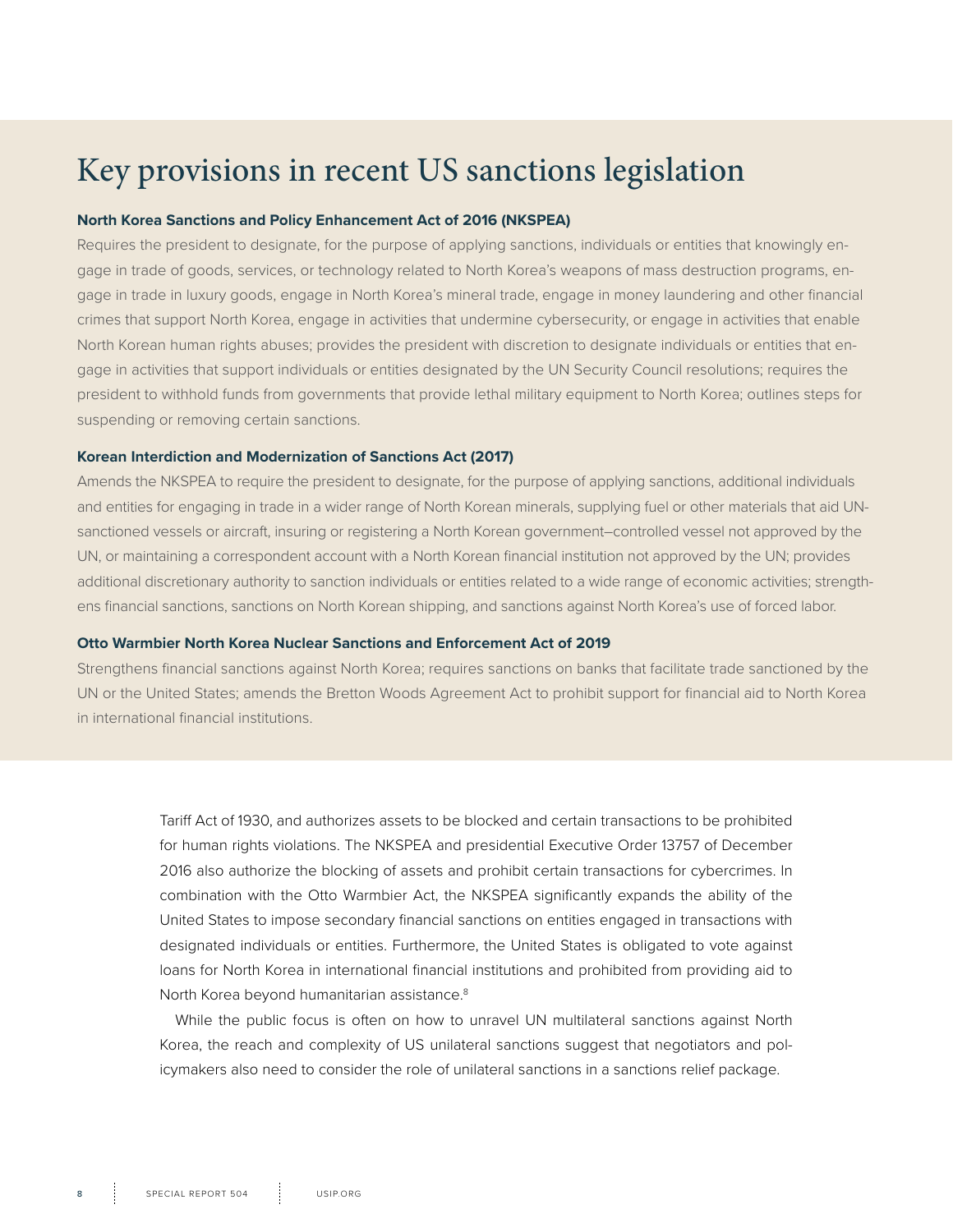## Key provisions in recent US sanctions legislation

**North Korea Sanctions and Policy Enhancement Act of 2016 (NKSPEA)**

Requires the president to designate, for the purpose of applying sanctions, individuals or entities that knowingly engage in trade of goods, services, or technology related to North Korea's weapons of mass destruction programs, engage in trade in luxury goods, engage in North Korea's mineral trade, engage in money laundering and other financial crimes that support North Korea, engage in activities that undermine cybersecurity, or engage in activities that enable North Korean human rights abuses; provides the president with discretion to designate individuals or entities that engage in activities that support individuals or entities designated by the UN Security Council resolutions; requires the president to withhold funds from governments that provide lethal military equipment to North Korea; outlines steps for suspending or removing certain sanctions.

**Korean Interdiction and Modernization of Sanctions Act (2017)**

Amends the NKSPEA to require the president to designate, for the purpose of applying sanctions, additional individuals and entities for engaging in trade in a wider range of North Korean minerals, supplying fuel or other materials that aid UN-sanctioned vessels or aircraft, insuring or registering a North Korean government–controlled vessel not approved by the UN, or maintaining a correspondent account with a North Korean financial institution not approved by the UN; provides additional discretionary authority to sanction individuals or entities related to a wide range of economic activities; strengthens financial sanctions, sanctions on North Korean shipping, and sanctions against North Korea's use of forced labor.

**Otto Warmbier North Korea Nuclear Sanctions and Enforcement Act of 2019**

Strengthens financial sanctions against North Korea; requires sanctions on banks that facilitate trade sanctioned by the UN or the United States; amends the Bretton Woods Agreement Act to prohibit support for financial aid to North Korea in international financial institutions.

Tariff Act of 1930, and authorizes assets to be blocked and certain transactions to be prohibited for human rights violations. The NKSPEA and presidential Executive Order 13757 of December 2016 also authorize the blocking of assets and prohibit certain transactions for cybercrimes. In combination with the Otto Warmbier Act, the NKSPEA significantly expands the ability of the United States to impose secondary financial sanctions on entities engaged in transactions with designated individuals or entities. Furthermore, the United States is obligated to vote against loans for North Korea in international financial institutions and prohibited from providing aid to North Korea beyond humanitarian assistance.[8]

While the public focus is often on how to unravel UN multilateral sanctions against North Korea, the reach and complexity of US unilateral sanctions suggest that negotiators and policymakers also need to consider the role of unilateral sanctions in a sanctions relief package.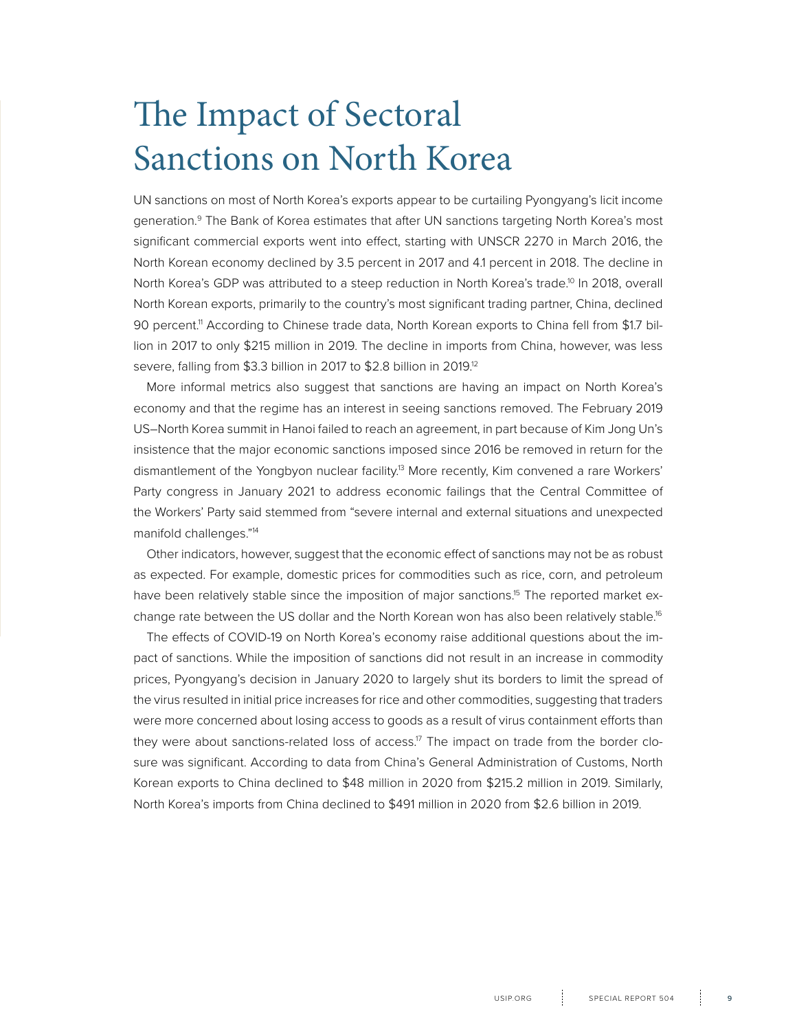# The Impact of Sectoral Sanctions on North Korea

UN sanctions on most of North Korea's exports appear to be curtailing Pyongyang's licit income generation.[9] The Bank of Korea estimates that after UN sanctions targeting North Korea's most significant commercial exports went into effect, starting with UNSCR 2270 in March 2016, the North Korean economy declined by 3.5 percent in 2017 and 4.1 percent in 2018. The decline in North Korea's GDP was attributed to a steep reduction in North Korea's trade.[10] In 2018, overall North Korean exports, primarily to the country's most significant trading partner, China, declined 90 percent.[11] According to Chinese trade data, North Korean exports to China fell from $1.7 billion in 2017 to only $215 million in 2019. The decline in imports from China, however, was less severe, falling from $3.3 billion in 2017 to $2.8 billion in 2019.[12]

More informal metrics also suggest that sanctions are having an impact on North Korea's economy and that the regime has an interest in seeing sanctions removed. The February 2019 US–North Korea summit in Hanoi failed to reach an agreement, in part because of Kim Jong Un's insistence that the major economic sanctions imposed since 2016 be removed in return for the dismantlement of the Yongbyon nuclear facility.[13] More recently, Kim convened a rare Workers' Party congress in January 2021 to address economic failings that the Central Committee of the Workers' Party said stemmed from "severe internal and external situations and unexpected manifold challenges."[14]

Other indicators, however, suggest that the economic effect of sanctions may not be as robust as expected. For example, domestic prices for commodities such as rice, corn, and petroleum have been relatively stable since the imposition of major sanctions.[15] The reported market exchange rate between the US dollar and the North Korean won has also been relatively stable.[16]

The effects of COVID-19 on North Korea's economy raise additional questions about the impact of sanctions. While the imposition of sanctions did not result in an increase in commodity prices, Pyongyang's decision in January 2020 to largely shut its borders to limit the spread of the virus resulted in initial price increases for rice and other commodities, suggesting that traders were more concerned about losing access to goods as a result of virus containment efforts than they were about sanctions-related loss of access.[17] The impact on trade from the border closure was significant. According to data from China's General Administration of Customs, North Korean exports to China declined to $48 million in 2020 from $215.2 million in 2019. Similarly, North Korea's imports from China declined to $491 million in 2020 from $2.6 billion in 2019.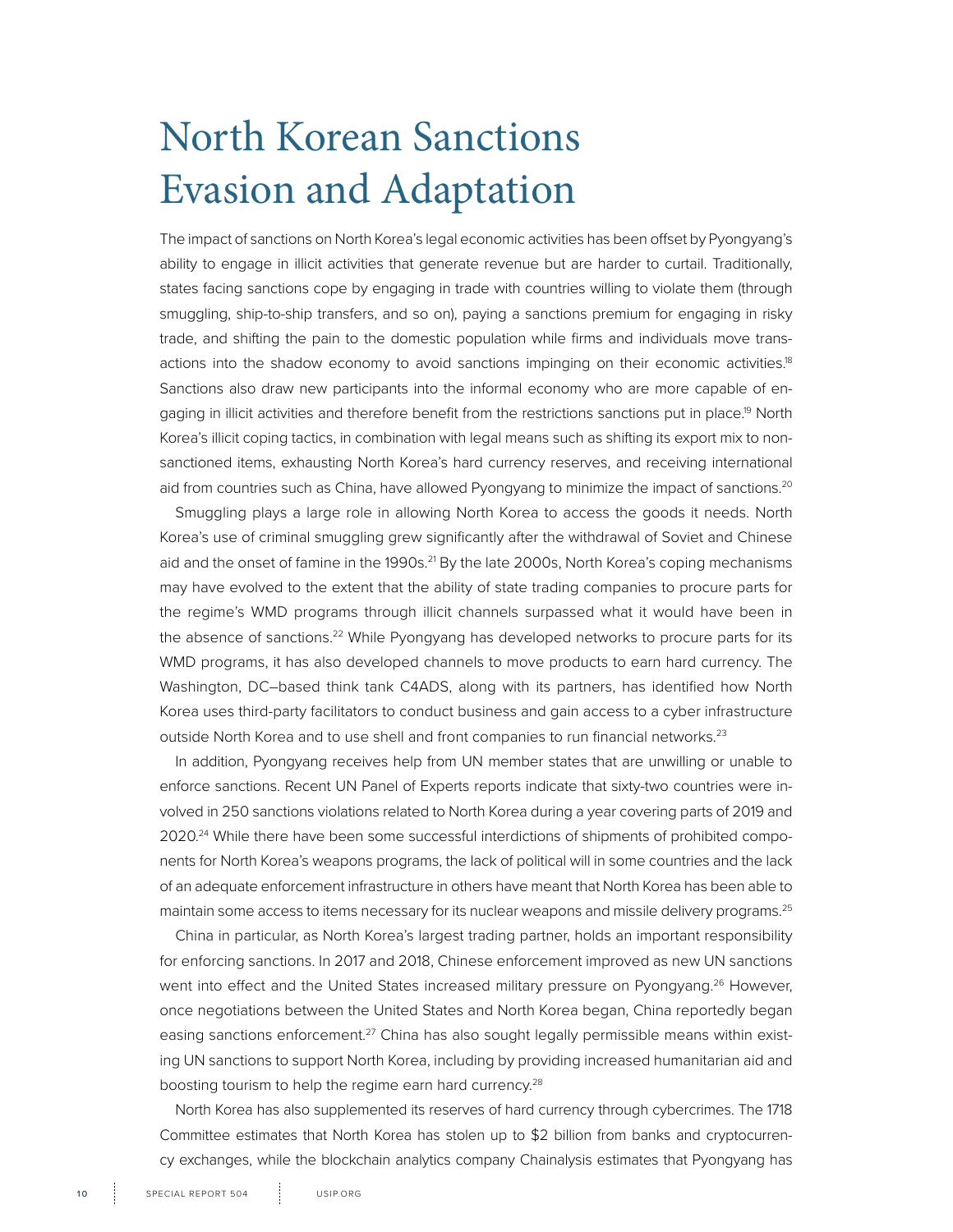# North Korean Sanctions Evasion and Adaptation

The impact of sanctions on North Korea's legal economic activities has been offset by Pyongyang's ability to engage in illicit activities that generate revenue but are harder to curtail. Traditionally, states facing sanctions cope by engaging in trade with countries willing to violate them (through smuggling, ship-to-ship transfers, and so on), paying a sanctions premium for engaging in risky trade, and shifting the pain to the domestic population while firms and individuals move transactions into the shadow economy to avoid sanctions impinging on their economic activities.[18] Sanctions also draw new participants into the informal economy who are more capable of engaging in illicit activities and therefore benefit from the restrictions sanctions put in place.[19] North Korea's illicit coping tactics, in combination with legal means such as shifting its export mix to non-sanctioned items, exhausting North Korea's hard currency reserves, and receiving international aid from countries such as China, have allowed Pyongyang to minimize the impact of sanctions.[20]

Smuggling plays a large role in allowing North Korea to access the goods it needs. North Korea's use of criminal smuggling grew significantly after the withdrawal of Soviet and Chinese aid and the onset of famine in the 1990s.[21] By the late 2000s, North Korea's coping mechanisms may have evolved to the extent that the ability of state trading companies to procure parts for the regime's WMD programs through illicit channels surpassed what it would have been in the absence of sanctions.[22] While Pyongyang has developed networks to procure parts for its WMD programs, it has also developed channels to move products to earn hard currency. The Washington, DC–based think tank C4ADS, along with its partners, has identified how North Korea uses third-party facilitators to conduct business and gain access to a cyber infrastructure outside North Korea and to use shell and front companies to run financial networks.[23]

In addition, Pyongyang receives help from UN member states that are unwilling or unable to enforce sanctions. Recent UN Panel of Experts reports indicate that sixty-two countries were involved in 250 sanctions violations related to North Korea during a year covering parts of 2019 and 2020.[24] While there have been some successful interdictions of shipments of prohibited components for North Korea's weapons programs, the lack of political will in some countries and the lack of an adequate enforcement infrastructure in others have meant that North Korea has been able to maintain some access to items necessary for its nuclear weapons and missile delivery programs.[25]

China in particular, as North Korea's largest trading partner, holds an important responsibility for enforcing sanctions. In 2017 and 2018, Chinese enforcement improved as new UN sanctions went into effect and the United States increased military pressure on Pyongyang.[26] However, once negotiations between the United States and North Korea began, China reportedly began easing sanctions enforcement.[27] China has also sought legally permissible means within existing UN sanctions to support North Korea, including by providing increased humanitarian aid and boosting tourism to help the regime earn hard currency.[28]

North Korea has also supplemented its reserves of hard currency through cybercrimes. The 1718 Committee estimates that North Korea has stolen up to $2 billion from banks and cryptocurrency exchanges, while the blockchain analytics company Chainalysis estimates that Pyongyang has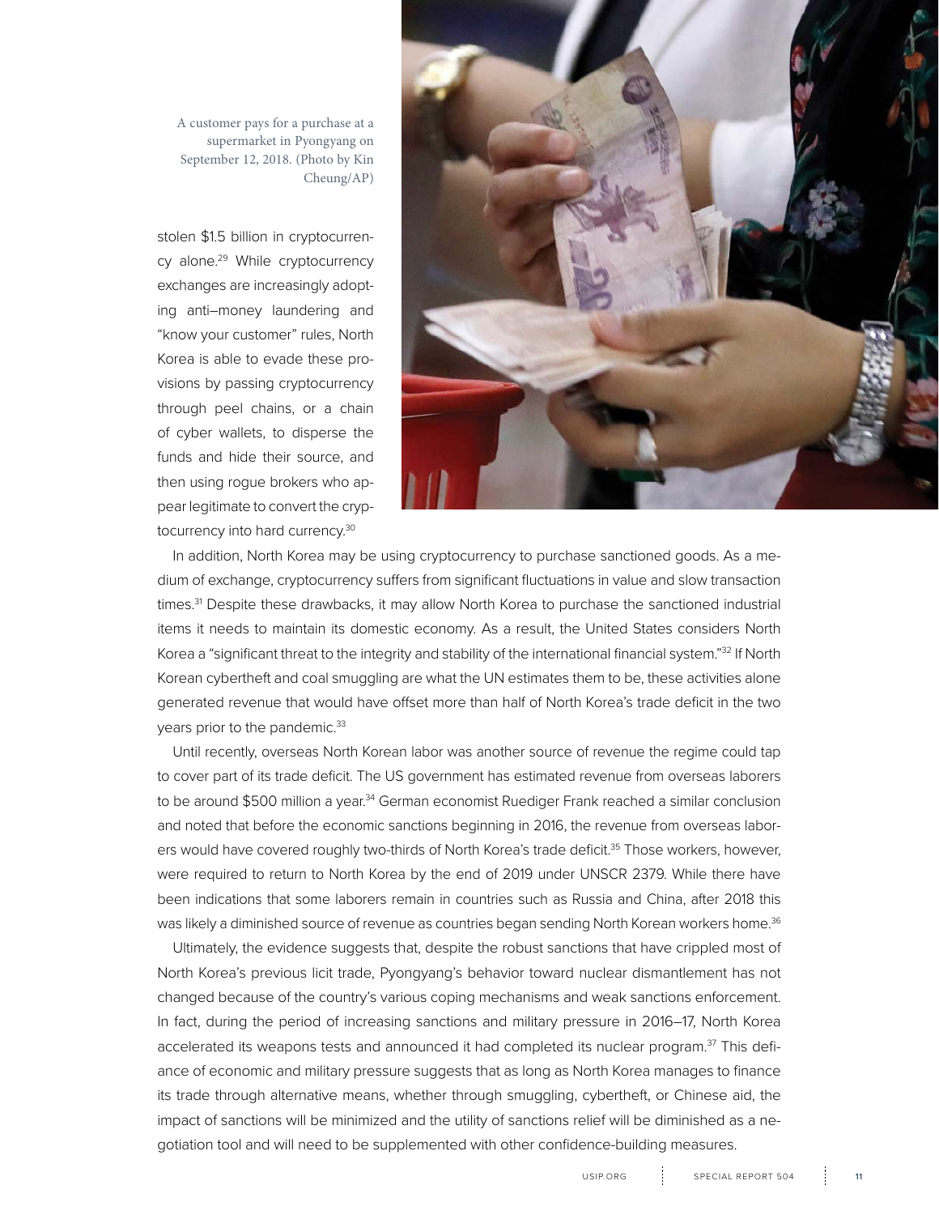A customer pays for a purchase at a supermarket in Pyongyang on September 12, 2018. (Photo by Kin Cheung/AP)

stolen $1.5 billion in cryptocurrency alone.[29] While cryptocurrency exchanges are increasingly adopting anti–money laundering and "know your customer" rules, North Korea is able to evade these provisions by passing cryptocurrency through peel chains, or a chain of cyber wallets, to disperse the funds and hide their source, and then using rogue brokers who appear legitimate to convert the cryptocurrency into hard currency.[30]

In addition, North Korea may be using cryptocurrency to purchase sanctioned goods. As a medium of exchange, cryptocurrency suffers from significant fluctuations in value and slow transaction times.[31] Despite these drawbacks, it may allow North Korea to purchase the sanctioned industrial items it needs to maintain its domestic economy. As a result, the United States considers North Korea a "significant threat to the integrity and stability of the international financial system."[32] If North Korean cybertheft and coal smuggling are what the UN estimates them to be, these activities alone generated revenue that would have offset more than half of North Korea's trade deficit in the two years prior to the pandemic.[33]

Until recently, overseas North Korean labor was another source of revenue the regime could tap to cover part of its trade deficit. The US government has estimated revenue from overseas laborers to be around $500 million a year.[34] German economist Ruediger Frank reached a similar conclusion and noted that before the economic sanctions beginning in 2016, the revenue from overseas laborers would have covered roughly two-thirds of North Korea's trade deficit.[35] Those workers, however, were required to return to North Korea by the end of 2019 under UNSCR 2379. While there have been indications that some laborers remain in countries such as Russia and China, after 2018 this was likely a diminished source of revenue as countries began sending North Korean workers home.[36]

Ultimately, the evidence suggests that, despite the robust sanctions that have crippled most of North Korea's previous licit trade, Pyongyang's behavior toward nuclear dismantlement has not changed because of the country's various coping mechanisms and weak sanctions enforcement. In fact, during the period of increasing sanctions and military pressure in 2016–17, North Korea accelerated its weapons tests and announced it had completed its nuclear program.[37] This defiance of economic and military pressure suggests that as long as North Korea manages to finance its trade through alternative means, whether through smuggling, cybertheft, or Chinese aid, the impact of sanctions will be minimized and the utility of sanctions relief will be diminished as a negotiation tool and will need to be supplemented with other confidence-building measures.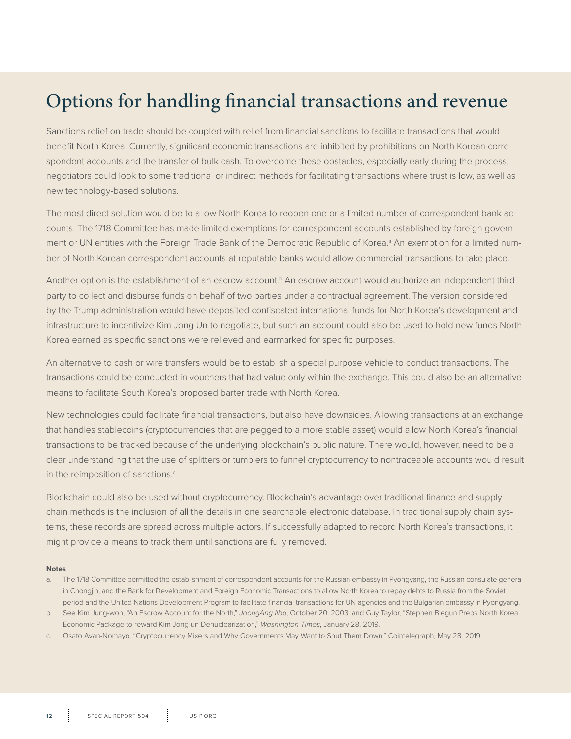# Options for handling financial transactions and revenue

Sanctions relief on trade should be coupled with relief from financial sanctions to facilitate transactions that would benefit North Korea. Currently, significant economic transactions are inhibited by prohibitions on North Korean correspondent accounts and the transfer of bulk cash. To overcome these obstacles, especially early during the process, negotiators could look to some traditional or indirect methods for facilitating transactions where trust is low, as well as new technology-based solutions.

The most direct solution would be to allow North Korea to reopen one or a limited number of correspondent bank accounts. The 1718 Committee has made limited exemptions for correspondent accounts established by foreign government or UN entities with the Foreign Trade Bank of the Democratic Republic of Korea.[a] An exemption for a limited number of North Korean correspondent accounts at reputable banks would allow commercial transactions to take place.

Another option is the establishment of an escrow account.[b] An escrow account would authorize an independent third party to collect and disburse funds on behalf of two parties under a contractual agreement. The version considered by the Trump administration would have deposited confiscated international funds for North Korea's development and infrastructure to incentivize Kim Jong Un to negotiate, but such an account could also be used to hold new funds North Korea earned as specific sanctions were relieved and earmarked for specific purposes.

An alternative to cash or wire transfers would be to establish a special purpose vehicle to conduct transactions. The transactions could be conducted in vouchers that had value only within the exchange. This could also be an alternative means to facilitate South Korea's proposed barter trade with North Korea.

New technologies could facilitate financial transactions, but also have downsides. Allowing transactions at an exchange that handles stablecoins (cryptocurrencies that are pegged to a more stable asset) would allow North Korea's financial transactions to be tracked because of the underlying blockchain's public nature. There would, however, need to be a clear understanding that the use of splitters or tumblers to funnel cryptocurrency to nontraceable accounts would result in the reimposition of sanctions.[c]

Blockchain could also be used without cryptocurrency. Blockchain's advantage over traditional finance and supply chain methods is the inclusion of all the details in one searchable electronic database. In traditional supply chain systems, these records are spread across multiple actors. If successfully adapted to record North Korea's transactions, it might provide a means to track them until sanctions are fully removed.

**Notes**

a. The 1718 Committee permitted the establishment of correspondent accounts for the Russian embassy in Pyongyang, the Russian consulate general in Chongjin, and the Bank for Development and Foreign Economic Transactions to allow North Korea to repay debts to Russia from the Soviet period and the United Nations Development Program to facilitate financial transactions for UN agencies and the Bulgarian embassy in Pyongyang.

b. See Kim Jung-won, "An Escrow Account for the North," *JoongAng Ilbo*, October 20, 2003; and Guy Taylor, "Stephen Biegun Preps North Korea Economic Package to reward Kim Jong-un Denuclearization," *Washington Times*, January 28, 2019.

c. Osato Avan-Nomayo, "Cryptocurrency Mixers and Why Governments May Want to Shut Them Down," Cointelegraph, May 28, 2019.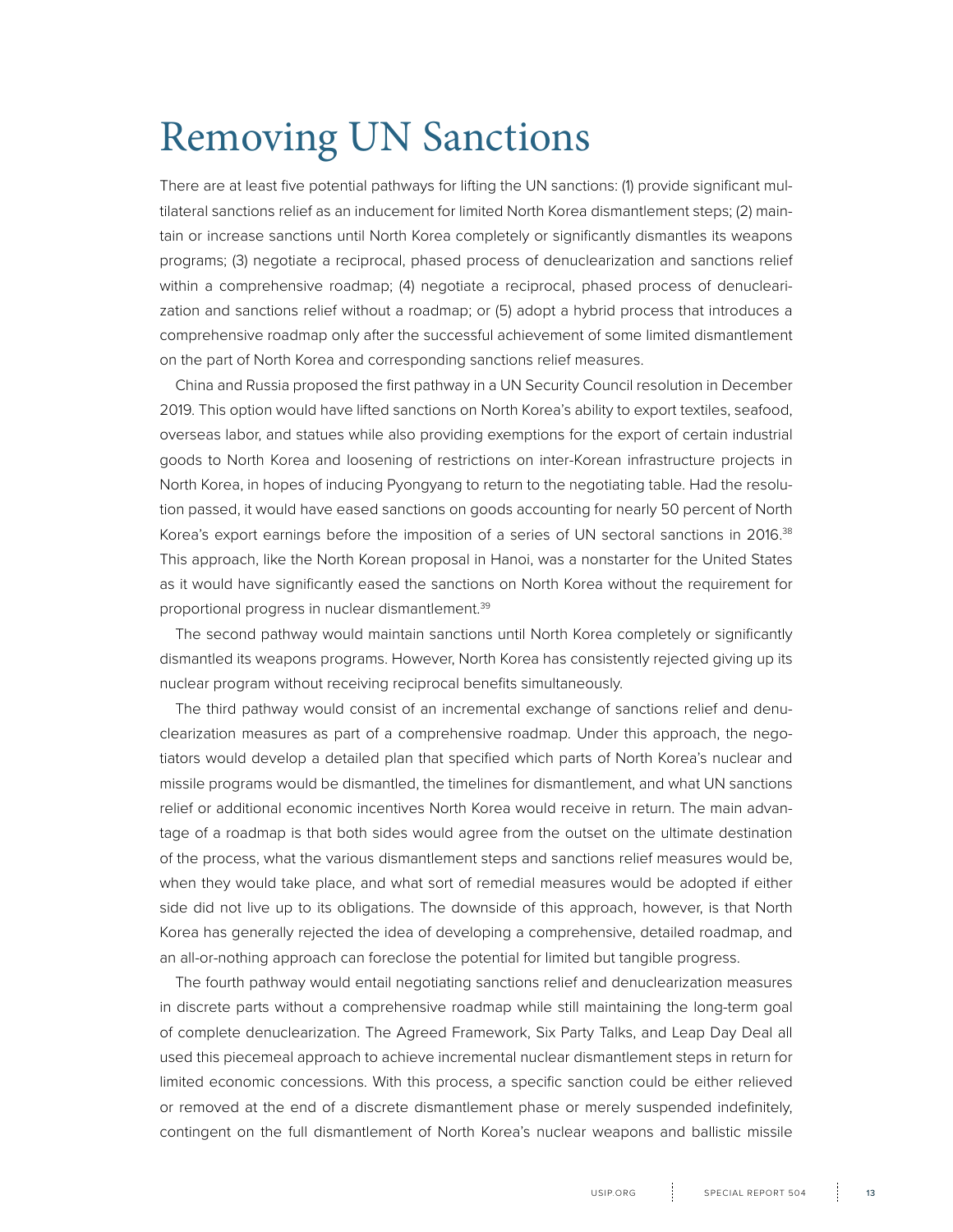# Removing UN Sanctions

There are at least five potential pathways for lifting the UN sanctions: (1) provide significant multilateral sanctions relief as an inducement for limited North Korea dismantlement steps; (2) maintain or increase sanctions until North Korea completely or significantly dismantles its weapons programs; (3) negotiate a reciprocal, phased process of denuclearization and sanctions relief within a comprehensive roadmap; (4) negotiate a reciprocal, phased process of denuclearization and sanctions relief without a roadmap; or (5) adopt a hybrid process that introduces a comprehensive roadmap only after the successful achievement of some limited dismantlement on the part of North Korea and corresponding sanctions relief measures.

China and Russia proposed the first pathway in a UN Security Council resolution in December 2019. This option would have lifted sanctions on North Korea's ability to export textiles, seafood, overseas labor, and statues while also providing exemptions for the export of certain industrial goods to North Korea and loosening of restrictions on inter-Korean infrastructure projects in North Korea, in hopes of inducing Pyongyang to return to the negotiating table. Had the resolution passed, it would have eased sanctions on goods accounting for nearly 50 percent of North Korea's export earnings before the imposition of a series of UN sectoral sanctions in 2016.[38] This approach, like the North Korean proposal in Hanoi, was a nonstarter for the United States as it would have significantly eased the sanctions on North Korea without the requirement for proportional progress in nuclear dismantlement.[39]

The second pathway would maintain sanctions until North Korea completely or significantly dismantled its weapons programs. However, North Korea has consistently rejected giving up its nuclear program without receiving reciprocal benefits simultaneously.

The third pathway would consist of an incremental exchange of sanctions relief and denuclearization measures as part of a comprehensive roadmap. Under this approach, the negotiators would develop a detailed plan that specified which parts of North Korea's nuclear and missile programs would be dismantled, the timelines for dismantlement, and what UN sanctions relief or additional economic incentives North Korea would receive in return. The main advantage of a roadmap is that both sides would agree from the outset on the ultimate destination of the process, what the various dismantlement steps and sanctions relief measures would be, when they would take place, and what sort of remedial measures would be adopted if either side did not live up to its obligations. The downside of this approach, however, is that North Korea has generally rejected the idea of developing a comprehensive, detailed roadmap, and an all-or-nothing approach can foreclose the potential for limited but tangible progress.

The fourth pathway would entail negotiating sanctions relief and denuclearization measures in discrete parts without a comprehensive roadmap while still maintaining the long-term goal of complete denuclearization. The Agreed Framework, Six Party Talks, and Leap Day Deal all used this piecemeal approach to achieve incremental nuclear dismantlement steps in return for limited economic concessions. With this process, a specific sanction could be either relieved or removed at the end of a discrete dismantlement phase or merely suspended indefinitely, contingent on the full dismantlement of North Korea's nuclear weapons and ballistic missile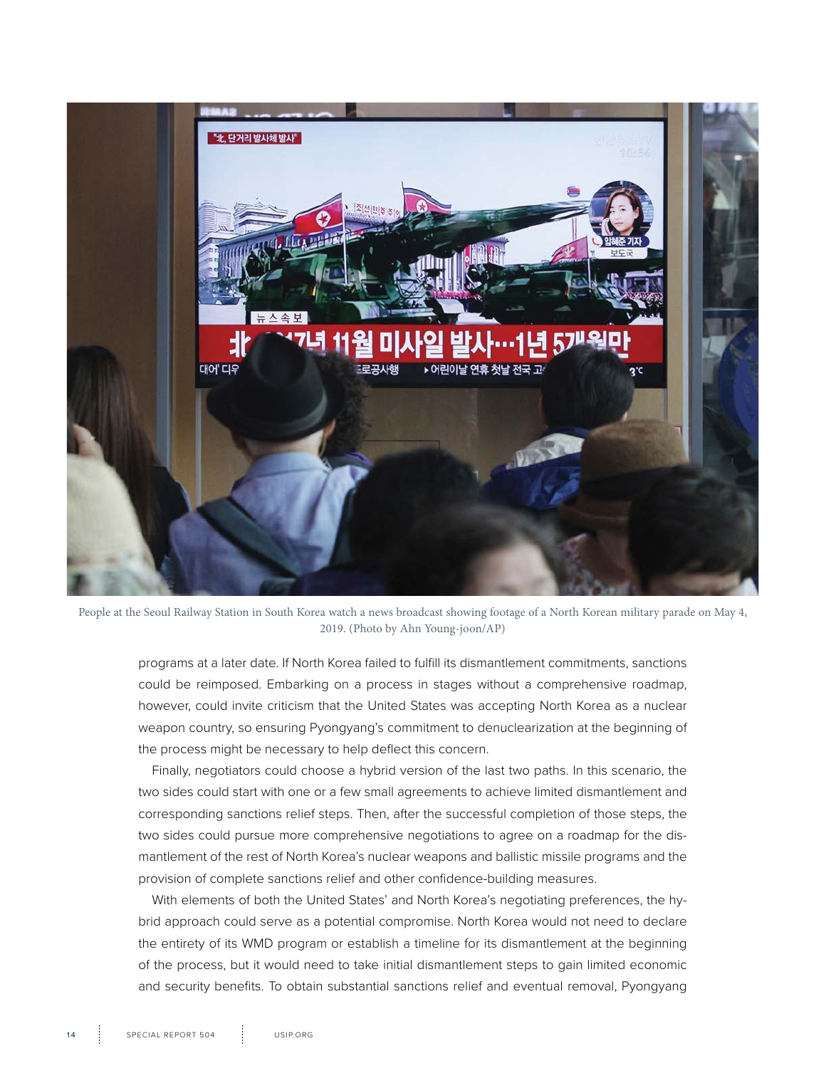People at the Seoul Railway Station in South Korea watch a news broadcast showing footage of a North Korean military parade on May 4, 2019. (Photo by Ahn Young-joon/AP)

programs at a later date. If North Korea failed to fulfill its dismantlement commitments, sanctions could be reimposed. Embarking on a process in stages without a comprehensive roadmap, however, could invite criticism that the United States was accepting North Korea as a nuclear weapon country, so ensuring Pyongyang's commitment to denuclearization at the beginning of the process might be necessary to help deflect this concern.

Finally, negotiators could choose a hybrid version of the last two paths. In this scenario, the two sides could start with one or a few small agreements to achieve limited dismantlement and corresponding sanctions relief steps. Then, after the successful completion of those steps, the two sides could pursue more comprehensive negotiations to agree on a roadmap for the dismantlement of the rest of North Korea's nuclear weapons and ballistic missile programs and the provision of complete sanctions relief and other confidence-building measures.

With elements of both the United States' and North Korea's negotiating preferences, the hybrid approach could serve as a potential compromise. North Korea would not need to declare the entirety of its WMD program or establish a timeline for its dismantlement at the beginning of the process, but it would need to take initial dismantlement steps to gain limited economic and security benefits. To obtain substantial sanctions relief and eventual removal, Pyongyang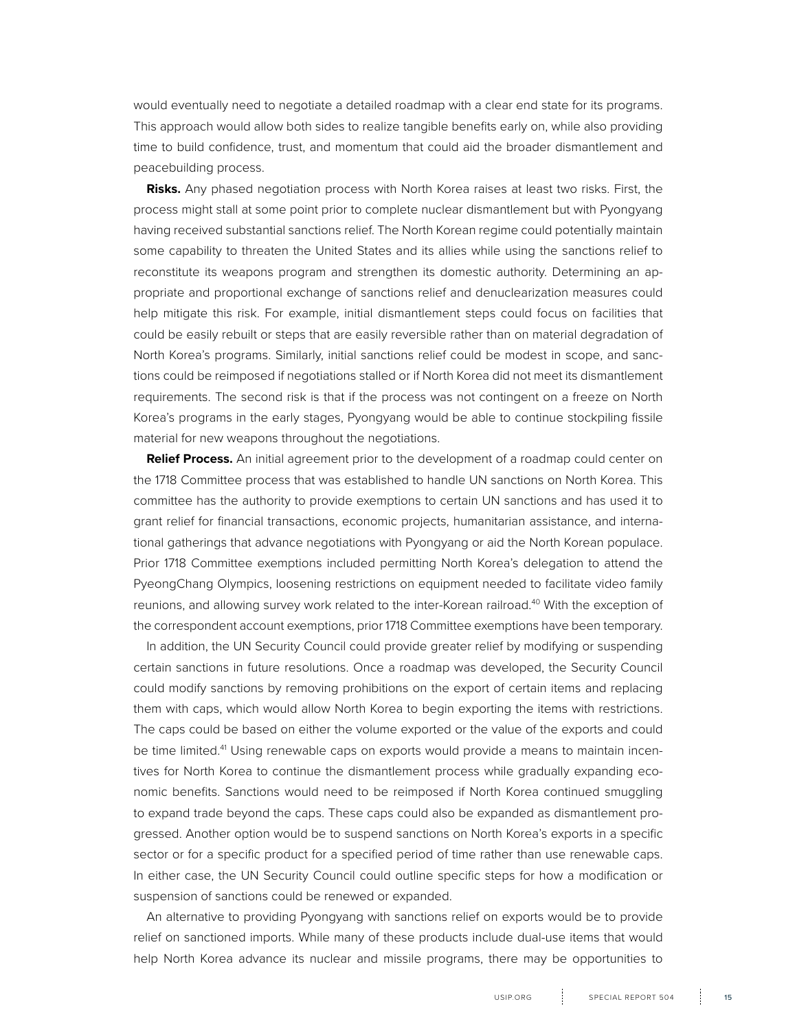would eventually need to negotiate a detailed roadmap with a clear end state for its programs. This approach would allow both sides to realize tangible benefits early on, while also providing time to build confidence, trust, and momentum that could aid the broader dismantlement and peacebuilding process.

**Risks.** Any phased negotiation process with North Korea raises at least two risks. First, the process might stall at some point prior to complete nuclear dismantlement but with Pyongyang having received substantial sanctions relief. The North Korean regime could potentially maintain some capability to threaten the United States and its allies while using the sanctions relief to reconstitute its weapons program and strengthen its domestic authority. Determining an appropriate and proportional exchange of sanctions relief and denuclearization measures could help mitigate this risk. For example, initial dismantlement steps could focus on facilities that could be easily rebuilt or steps that are easily reversible rather than on material degradation of North Korea's programs. Similarly, initial sanctions relief could be modest in scope, and sanctions could be reimposed if negotiations stalled or if North Korea did not meet its dismantlement requirements. The second risk is that if the process was not contingent on a freeze on North Korea's programs in the early stages, Pyongyang would be able to continue stockpiling fissile material for new weapons throughout the negotiations.

**Relief Process.** An initial agreement prior to the development of a roadmap could center on the 1718 Committee process that was established to handle UN sanctions on North Korea. This committee has the authority to provide exemptions to certain UN sanctions and has used it to grant relief for financial transactions, economic projects, humanitarian assistance, and international gatherings that advance negotiations with Pyongyang or aid the North Korean populace. Prior 1718 Committee exemptions included permitting North Korea's delegation to attend the PyeongChang Olympics, loosening restrictions on equipment needed to facilitate video family reunions, and allowing survey work related to the inter-Korean railroad.[40] With the exception of the correspondent account exemptions, prior 1718 Committee exemptions have been temporary.

In addition, the UN Security Council could provide greater relief by modifying or suspending certain sanctions in future resolutions. Once a roadmap was developed, the Security Council could modify sanctions by removing prohibitions on the export of certain items and replacing them with caps, which would allow North Korea to begin exporting the items with restrictions. The caps could be based on either the volume exported or the value of the exports and could be time limited.[41] Using renewable caps on exports would provide a means to maintain incentives for North Korea to continue the dismantlement process while gradually expanding economic benefits. Sanctions would need to be reimposed if North Korea continued smuggling to expand trade beyond the caps. These caps could also be expanded as dismantlement progressed. Another option would be to suspend sanctions on North Korea's exports in a specific sector or for a specific product for a specified period of time rather than use renewable caps. In either case, the UN Security Council could outline specific steps for how a modification or suspension of sanctions could be renewed or expanded.

An alternative to providing Pyongyang with sanctions relief on exports would be to provide relief on sanctioned imports. While many of these products include dual-use items that would help North Korea advance its nuclear and missile programs, there may be opportunities to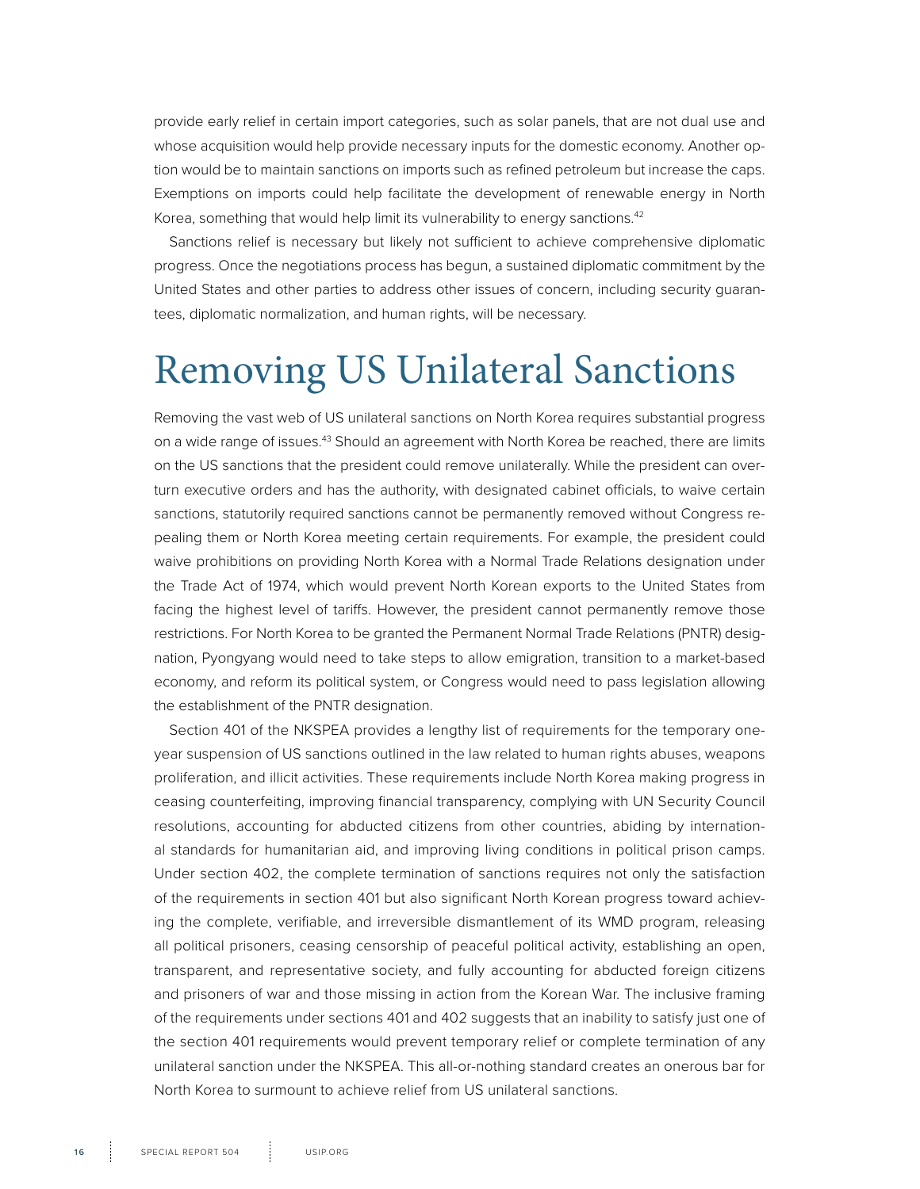provide early relief in certain import categories, such as solar panels, that are not dual use and whose acquisition would help provide necessary inputs for the domestic economy. Another option would be to maintain sanctions on imports such as refined petroleum but increase the caps. Exemptions on imports could help facilitate the development of renewable energy in North Korea, something that would help limit its vulnerability to energy sanctions.[42]

Sanctions relief is necessary but likely not sufficient to achieve comprehensive diplomatic progress. Once the negotiations process has begun, a sustained diplomatic commitment by the United States and other parties to address other issues of concern, including security guarantees, diplomatic normalization, and human rights, will be necessary.

# Removing US Unilateral Sanctions

Removing the vast web of US unilateral sanctions on North Korea requires substantial progress on a wide range of issues.[43] Should an agreement with North Korea be reached, there are limits on the US sanctions that the president could remove unilaterally. While the president can overturn executive orders and has the authority, with designated cabinet officials, to waive certain sanctions, statutorily required sanctions cannot be permanently removed without Congress repealing them or North Korea meeting certain requirements. For example, the president could waive prohibitions on providing North Korea with a Normal Trade Relations designation under the Trade Act of 1974, which would prevent North Korean exports to the United States from facing the highest level of tariffs. However, the president cannot permanently remove those restrictions. For North Korea to be granted the Permanent Normal Trade Relations (PNTR) designation, Pyongyang would need to take steps to allow emigration, transition to a market-based economy, and reform its political system, or Congress would need to pass legislation allowing the establishment of the PNTR designation.

Section 401 of the NKSPEA provides a lengthy list of requirements for the temporary one-year suspension of US sanctions outlined in the law related to human rights abuses, weapons proliferation, and illicit activities. These requirements include North Korea making progress in ceasing counterfeiting, improving financial transparency, complying with UN Security Council resolutions, accounting for abducted citizens from other countries, abiding by international standards for humanitarian aid, and improving living conditions in political prison camps. Under section 402, the complete termination of sanctions requires not only the satisfaction of the requirements in section 401 but also significant North Korean progress toward achieving the complete, verifiable, and irreversible dismantlement of its WMD program, releasing all political prisoners, ceasing censorship of peaceful political activity, establishing an open, transparent, and representative society, and fully accounting for abducted foreign citizens and prisoners of war and those missing in action from the Korean War. The inclusive framing of the requirements under sections 401 and 402 suggests that an inability to satisfy just one of the section 401 requirements would prevent temporary relief or complete termination of any unilateral sanction under the NKSPEA. This all-or-nothing standard creates an onerous bar for North Korea to surmount to achieve relief from US unilateral sanctions.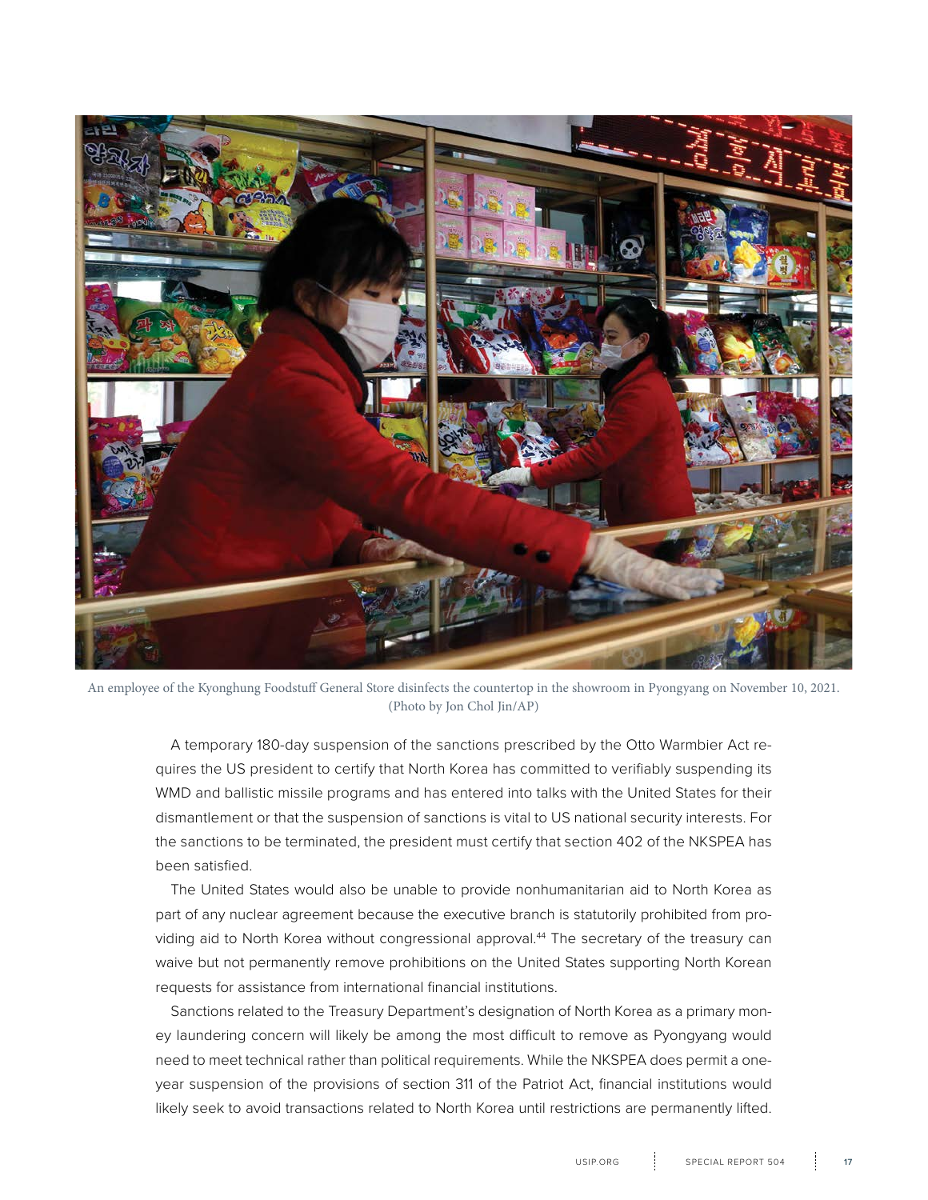An employee of the Kyonghung Foodstuff General Store disinfects the countertop in the showroom in Pyongyang on November 10, 2021. (Photo by Jon Chol Jin/AP)

A temporary 180-day suspension of the sanctions prescribed by the Otto Warmbier Act requires the US president to certify that North Korea has committed to verifiably suspending its WMD and ballistic missile programs and has entered into talks with the United States for their dismantlement or that the suspension of sanctions is vital to US national security interests. For the sanctions to be terminated, the president must certify that section 402 of the NKSPEA has been satisfied.

The United States would also be unable to provide nonhumanitarian aid to North Korea as part of any nuclear agreement because the executive branch is statutorily prohibited from providing aid to North Korea without congressional approval.[44] The secretary of the treasury can waive but not permanently remove prohibitions on the United States supporting North Korean requests for assistance from international financial institutions.

Sanctions related to the Treasury Department's designation of North Korea as a primary money laundering concern will likely be among the most difficult to remove as Pyongyang would need to meet technical rather than political requirements. While the NKSPEA does permit a one-year suspension of the provisions of section 311 of the Patriot Act, financial institutions would likely seek to avoid transactions related to North Korea until restrictions are permanently lifted.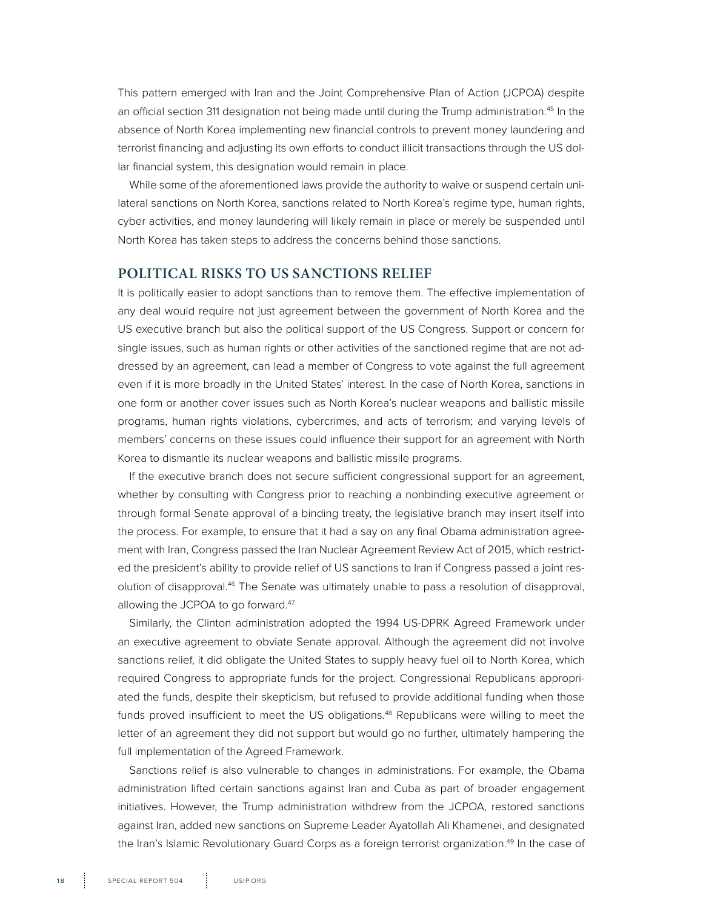This pattern emerged with Iran and the Joint Comprehensive Plan of Action (JCPOA) despite an official section 311 designation not being made until during the Trump administration.[45] In the absence of North Korea implementing new financial controls to prevent money laundering and terrorist financing and adjusting its own efforts to conduct illicit transactions through the US dollar financial system, this designation would remain in place.

While some of the aforementioned laws provide the authority to waive or suspend certain unilateral sanctions on North Korea, sanctions related to North Korea's regime type, human rights, cyber activities, and money laundering will likely remain in place or merely be suspended until North Korea has taken steps to address the concerns behind those sanctions.

## POLITICAL RISKS TO US SANCTIONS RELIEF

It is politically easier to adopt sanctions than to remove them. The effective implementation of any deal would require not just agreement between the government of North Korea and the US executive branch but also the political support of the US Congress. Support or concern for single issues, such as human rights or other activities of the sanctioned regime that are not addressed by an agreement, can lead a member of Congress to vote against the full agreement even if it is more broadly in the United States' interest. In the case of North Korea, sanctions in one form or another cover issues such as North Korea's nuclear weapons and ballistic missile programs, human rights violations, cybercrimes, and acts of terrorism; and varying levels of members' concerns on these issues could influence their support for an agreement with North Korea to dismantle its nuclear weapons and ballistic missile programs.

If the executive branch does not secure sufficient congressional support for an agreement, whether by consulting with Congress prior to reaching a nonbinding executive agreement or through formal Senate approval of a binding treaty, the legislative branch may insert itself into the process. For example, to ensure that it had a say on any final Obama administration agreement with Iran, Congress passed the Iran Nuclear Agreement Review Act of 2015, which restricted the president's ability to provide relief of US sanctions to Iran if Congress passed a joint resolution of disapproval.[46] The Senate was ultimately unable to pass a resolution of disapproval, allowing the JCPOA to go forward.[47]

Similarly, the Clinton administration adopted the 1994 US-DPRK Agreed Framework under an executive agreement to obviate Senate approval. Although the agreement did not involve sanctions relief, it did obligate the United States to supply heavy fuel oil to North Korea, which required Congress to appropriate funds for the project. Congressional Republicans appropriated the funds, despite their skepticism, but refused to provide additional funding when those funds proved insufficient to meet the US obligations.[48] Republicans were willing to meet the letter of an agreement they did not support but would go no further, ultimately hampering the full implementation of the Agreed Framework.

Sanctions relief is also vulnerable to changes in administrations. For example, the Obama administration lifted certain sanctions against Iran and Cuba as part of broader engagement initiatives. However, the Trump administration withdrew from the JCPOA, restored sanctions against Iran, added new sanctions on Supreme Leader Ayatollah Ali Khamenei, and designated the Iran's Islamic Revolutionary Guard Corps as a foreign terrorist organization.[49] In the case of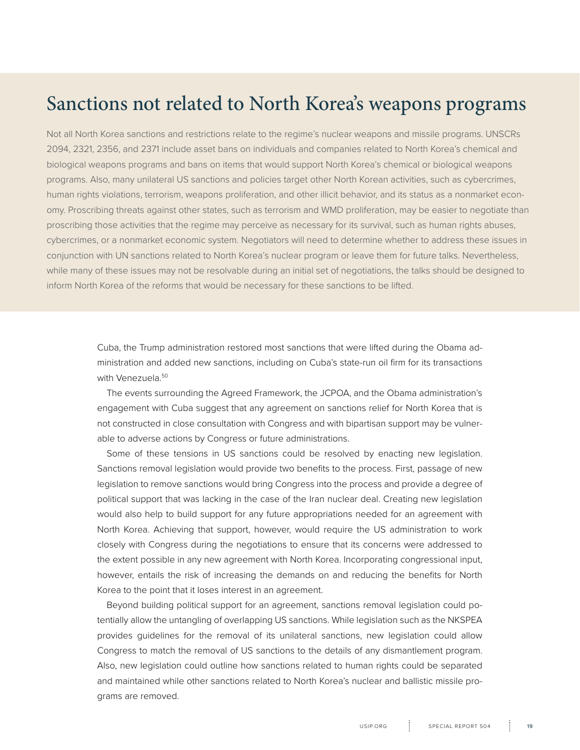## Sanctions not related to North Korea's weapons programs

Not all North Korea sanctions and restrictions relate to the regime's nuclear weapons and missile programs. UNSCRs 2094, 2321, 2356, and 2371 include asset bans on individuals and companies related to North Korea's chemical and biological weapons programs and bans on items that would support North Korea's chemical or biological weapons programs. Also, many unilateral US sanctions and policies target other North Korean activities, such as cybercrimes, human rights violations, terrorism, weapons proliferation, and other illicit behavior, and its status as a nonmarket economy. Proscribing threats against other states, such as terrorism and WMD proliferation, may be easier to negotiate than proscribing those activities that the regime may perceive as necessary for its survival, such as human rights abuses, cybercrimes, or a nonmarket economic system. Negotiators will need to determine whether to address these issues in conjunction with UN sanctions related to North Korea's nuclear program or leave them for future talks. Nevertheless, while many of these issues may not be resolvable during an initial set of negotiations, the talks should be designed to inform North Korea of the reforms that would be necessary for these sanctions to be lifted.

Cuba, the Trump administration restored most sanctions that were lifted during the Obama administration and added new sanctions, including on Cuba's state-run oil firm for its transactions with Venezuela.[50]

The events surrounding the Agreed Framework, the JCPOA, and the Obama administration's engagement with Cuba suggest that any agreement on sanctions relief for North Korea that is not constructed in close consultation with Congress and with bipartisan support may be vulnerable to adverse actions by Congress or future administrations.

Some of these tensions in US sanctions could be resolved by enacting new legislation. Sanctions removal legislation would provide two benefits to the process. First, passage of new legislation to remove sanctions would bring Congress into the process and provide a degree of political support that was lacking in the case of the Iran nuclear deal. Creating new legislation would also help to build support for any future appropriations needed for an agreement with North Korea. Achieving that support, however, would require the US administration to work closely with Congress during the negotiations to ensure that its concerns were addressed to the extent possible in any new agreement with North Korea. Incorporating congressional input, however, entails the risk of increasing the demands on and reducing the benefits for North Korea to the point that it loses interest in an agreement.

Beyond building political support for an agreement, sanctions removal legislation could potentially allow the untangling of overlapping US sanctions. While legislation such as the NKSPEA provides guidelines for the removal of its unilateral sanctions, new legislation could allow Congress to match the removal of US sanctions to the details of any dismantlement program. Also, new legislation could outline how sanctions related to human rights could be separated and maintained while other sanctions related to North Korea's nuclear and ballistic missile programs are removed.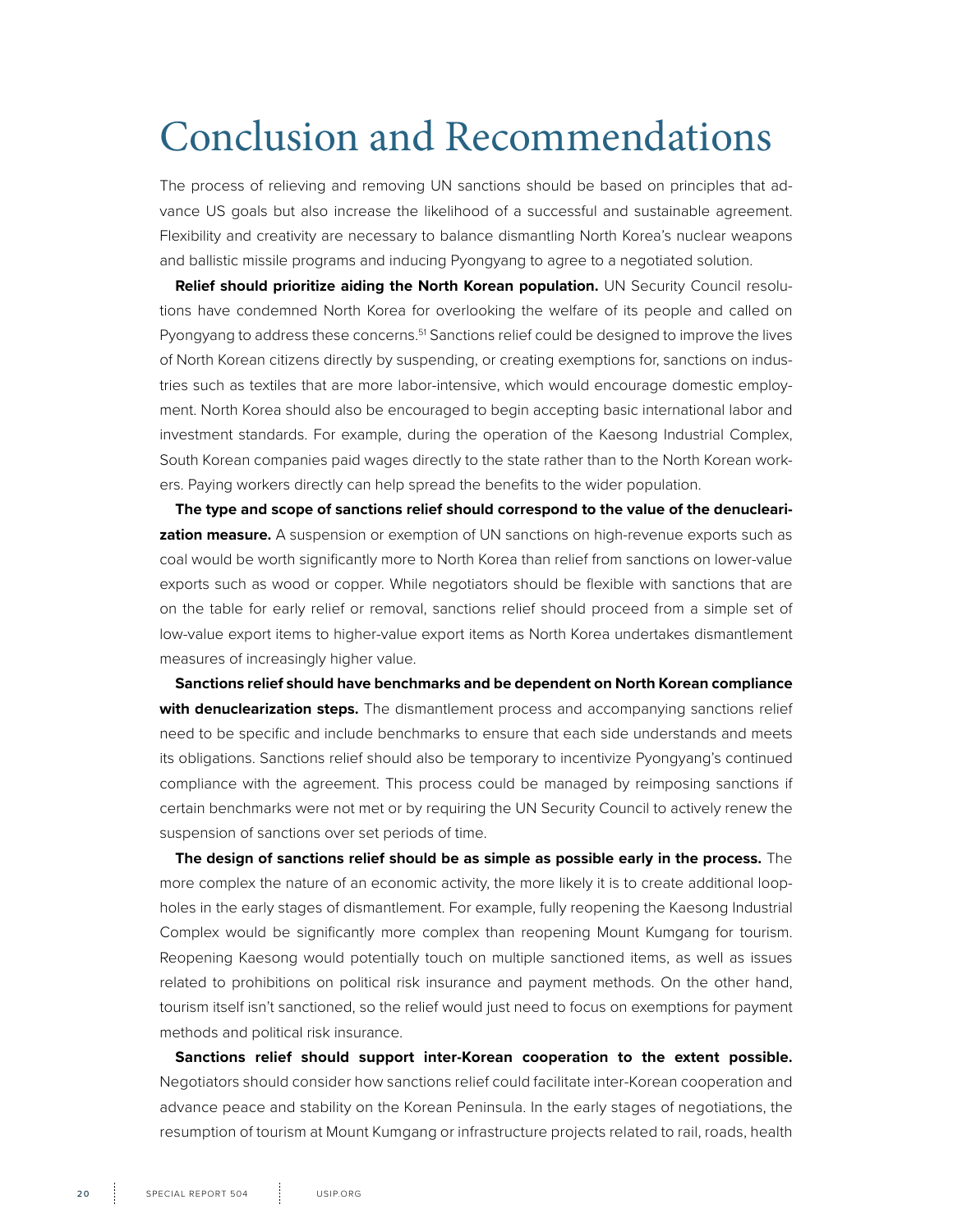# Conclusion and Recommendations

The process of relieving and removing UN sanctions should be based on principles that advance US goals but also increase the likelihood of a successful and sustainable agreement. Flexibility and creativity are necessary to balance dismantling North Korea's nuclear weapons and ballistic missile programs and inducing Pyongyang to agree to a negotiated solution.

**Relief should prioritize aiding the North Korean population.** UN Security Council resolutions have condemned North Korea for overlooking the welfare of its people and called on Pyongyang to address these concerns.[51] Sanctions relief could be designed to improve the lives of North Korean citizens directly by suspending, or creating exemptions for, sanctions on industries such as textiles that are more labor-intensive, which would encourage domestic employment. North Korea should also be encouraged to begin accepting basic international labor and investment standards. For example, during the operation of the Kaesong Industrial Complex, South Korean companies paid wages directly to the state rather than to the North Korean workers. Paying workers directly can help spread the benefits to the wider population.

**The type and scope of sanctions relief should correspond to the value of the denuclearization measure.** A suspension or exemption of UN sanctions on high-revenue exports such as coal would be worth significantly more to North Korea than relief from sanctions on lower-value exports such as wood or copper. While negotiators should be flexible with sanctions that are on the table for early relief or removal, sanctions relief should proceed from a simple set of low-value export items to higher-value export items as North Korea undertakes dismantlement measures of increasingly higher value.

**Sanctions relief should have benchmarks and be dependent on North Korean compliance with denuclearization steps.** The dismantlement process and accompanying sanctions relief need to be specific and include benchmarks to ensure that each side understands and meets its obligations. Sanctions relief should also be temporary to incentivize Pyongyang's continued compliance with the agreement. This process could be managed by reimposing sanctions if certain benchmarks were not met or by requiring the UN Security Council to actively renew the suspension of sanctions over set periods of time.

**The design of sanctions relief should be as simple as possible early in the process.** The more complex the nature of an economic activity, the more likely it is to create additional loopholes in the early stages of dismantlement. For example, fully reopening the Kaesong Industrial Complex would be significantly more complex than reopening Mount Kumgang for tourism. Reopening Kaesong would potentially touch on multiple sanctioned items, as well as issues related to prohibitions on political risk insurance and payment methods. On the other hand, tourism itself isn't sanctioned, so the relief would just need to focus on exemptions for payment methods and political risk insurance.

**Sanctions relief should support inter-Korean cooperation to the extent possible.** Negotiators should consider how sanctions relief could facilitate inter-Korean cooperation and advance peace and stability on the Korean Peninsula. In the early stages of negotiations, the resumption of tourism at Mount Kumgang or infrastructure projects related to rail, roads, health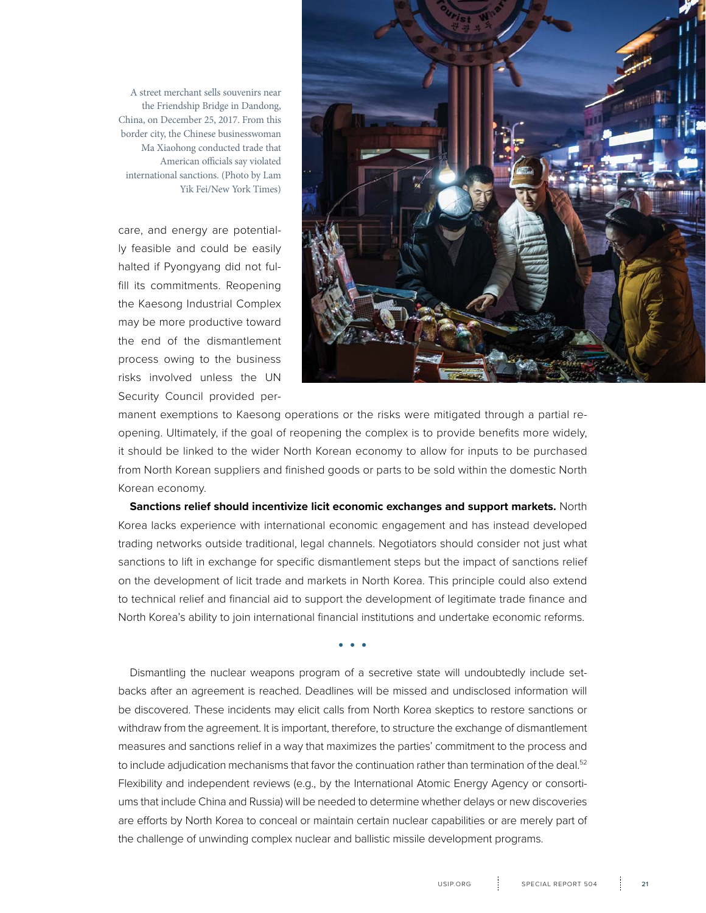A street merchant sells souvenirs near the Friendship Bridge in Dandong, China, on December 25, 2017. From this border city, the Chinese businesswoman Ma Xiaohong conducted trade that American officials say violated international sanctions. (Photo by Lam Yik Fei/New York Times)

care, and energy are potentially feasible and could be easily halted if Pyongyang did not fulfill its commitments. Reopening the Kaesong Industrial Complex may be more productive toward the end of the dismantlement process owing to the business risks involved unless the UN Security Council provided permanent exemptions to Kaesong operations or the risks were mitigated through a partial reopening. Ultimately, if the goal of reopening the complex is to provide benefits more widely, it should be linked to the wider North Korean economy to allow for inputs to be purchased from North Korean suppliers and finished goods or parts to be sold within the domestic North Korean economy.

**Sanctions relief should incentivize licit economic exchanges and support markets.** North Korea lacks experience with international economic engagement and has instead developed trading networks outside traditional, legal channels. Negotiators should consider not just what sanctions to lift in exchange for specific dismantlement steps but the impact of sanctions relief on the development of licit trade and markets in North Korea. This principle could also extend to technical relief and financial aid to support the development of legitimate trade finance and North Korea's ability to join international financial institutions and undertake economic reforms.

• • •

Dismantling the nuclear weapons program of a secretive state will undoubtedly include setbacks after an agreement is reached. Deadlines will be missed and undisclosed information will be discovered. These incidents may elicit calls from North Korea skeptics to restore sanctions or withdraw from the agreement. It is important, therefore, to structure the exchange of dismantlement measures and sanctions relief in a way that maximizes the parties' commitment to the process and to include adjudication mechanisms that favor the continuation rather than termination of the deal.[52] Flexibility and independent reviews (e.g., by the International Atomic Energy Agency or consortiums that include China and Russia) will be needed to determine whether delays or new discoveries are efforts by North Korea to conceal or maintain certain nuclear capabilities or are merely part of the challenge of unwinding complex nuclear and ballistic missile development programs.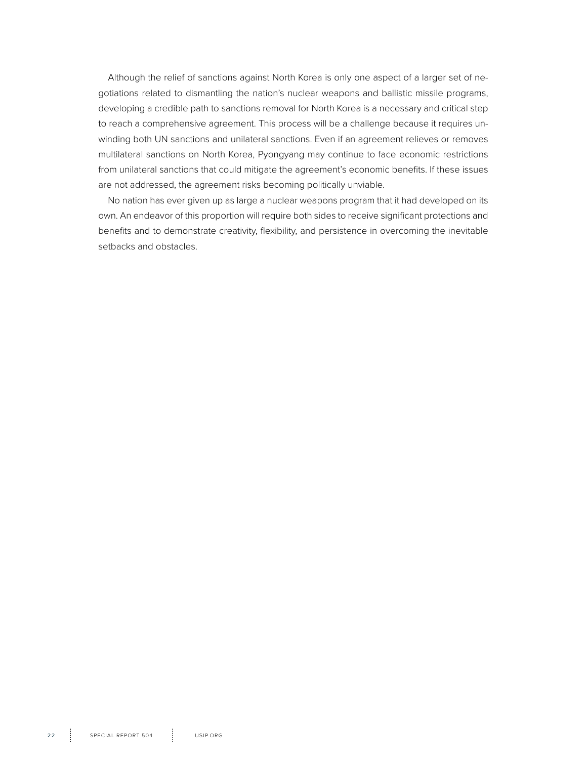Although the relief of sanctions against North Korea is only one aspect of a larger set of negotiations related to dismantling the nation's nuclear weapons and ballistic missile programs, developing a credible path to sanctions removal for North Korea is a necessary and critical step to reach a comprehensive agreement. This process will be a challenge because it requires unwinding both UN sanctions and unilateral sanctions. Even if an agreement relieves or removes multilateral sanctions on North Korea, Pyongyang may continue to face economic restrictions from unilateral sanctions that could mitigate the agreement's economic benefits. If these issues are not addressed, the agreement risks becoming politically unviable.

No nation has ever given up as large a nuclear weapons program that it had developed on its own. An endeavor of this proportion will require both sides to receive significant protections and benefits and to demonstrate creativity, flexibility, and persistence in overcoming the inevitable setbacks and obstacles.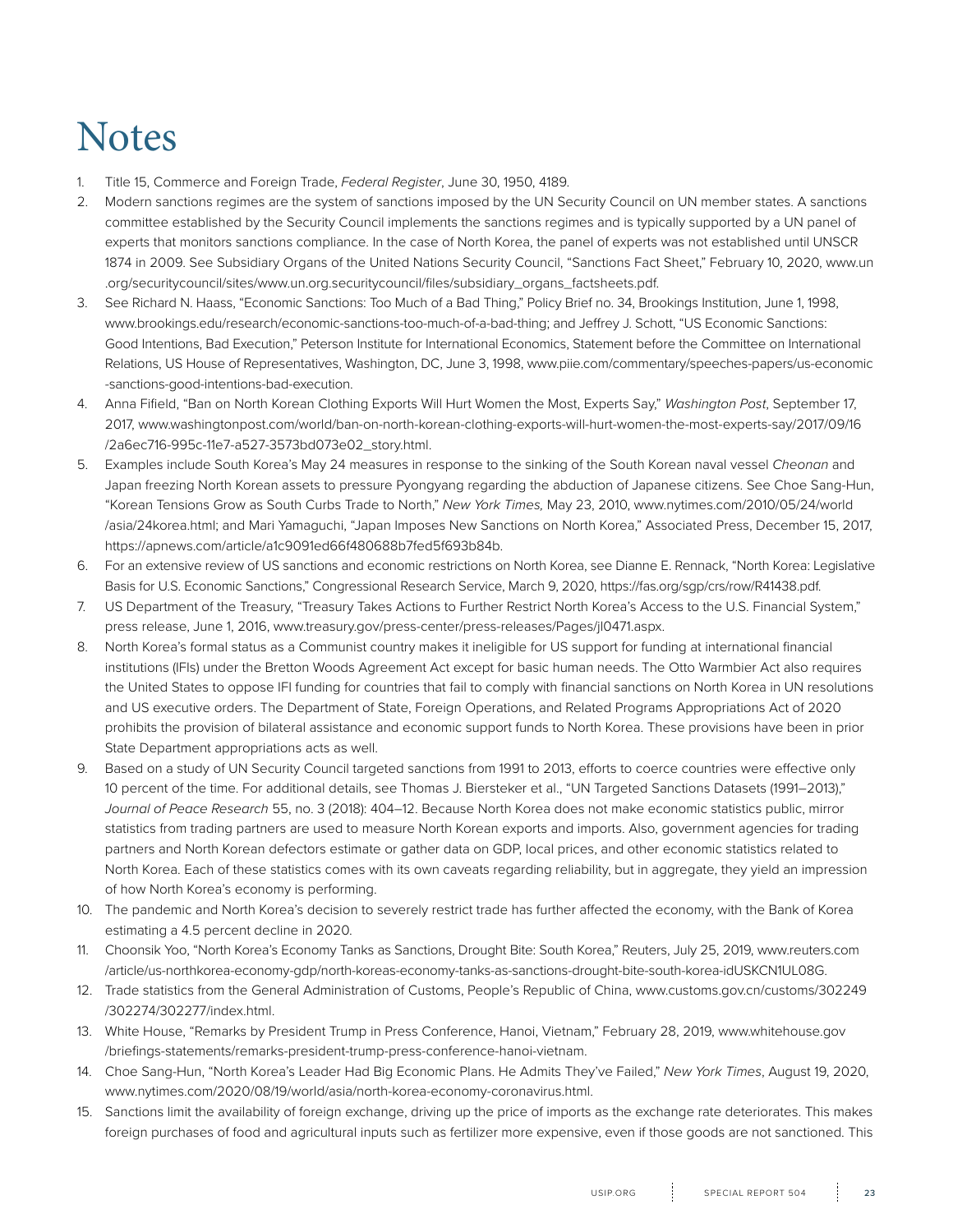# Notes

1. Title 15, Commerce and Foreign Trade, *Federal Register*, June 30, 1950, 4189.
2. Modern sanctions regimes are the system of sanctions imposed by the UN Security Council on UN member states. A sanctions committee established by the Security Council implements the sanctions regimes and is typically supported by a UN panel of experts that monitors sanctions compliance. In the case of North Korea, the panel of experts was not established until UNSCR 1874 in 2009. See Subsidiary Organs of the United Nations Security Council, "Sanctions Fact Sheet," February 10, 2020, www.un.org/securitycouncil/sites/www.un.org.securitycouncil/files/subsidiary_organs_factsheets.pdf.
3. See Richard N. Haass, "Economic Sanctions: Too Much of a Bad Thing," Policy Brief no. 34, Brookings Institution, June 1, 1998, www.brookings.edu/research/economic-sanctions-too-much-of-a-bad-thing; and Jeffrey J. Schott, "US Economic Sanctions: Good Intentions, Bad Execution," Peterson Institute for International Economics, Statement before the Committee on International Relations, US House of Representatives, Washington, DC, June 3, 1998, www.piie.com/commentary/speeches-papers/us-economic-sanctions-good-intentions-bad-execution.
4. Anna Fifield, "Ban on North Korean Clothing Exports Will Hurt Women the Most, Experts Say," *Washington Post*, September 17, 2017, www.washingtonpost.com/world/ban-on-north-korean-clothing-exports-will-hurt-women-the-most-experts-say/2017/09/16/2a6ec716-995c-11e7-a527-3573bd073e02_story.html.
5. Examples include South Korea's May 24 measures in response to the sinking of the South Korean naval vessel *Cheonan* and Japan freezing North Korean assets to pressure Pyongyang regarding the abduction of Japanese citizens. See Choe Sang-Hun, "Korean Tensions Grow as South Curbs Trade to North," *New York Times,* May 23, 2010, www.nytimes.com/2010/05/24/world/asia/24korea.html; and Mari Yamaguchi, "Japan Imposes New Sanctions on North Korea," Associated Press, December 15, 2017, https://apnews.com/article/a1c9091ed66f480688b7fed5f693b84b.
6. For an extensive review of US sanctions and economic restrictions on North Korea, see Dianne E. Rennack, "North Korea: Legislative Basis for U.S. Economic Sanctions," Congressional Research Service, March 9, 2020, https://fas.org/sgp/crs/row/R41438.pdf.
7. US Department of the Treasury, "Treasury Takes Actions to Further Restrict North Korea's Access to the U.S. Financial System," press release, June 1, 2016, www.treasury.gov/press-center/press-releases/Pages/jl0471.aspx.
8. North Korea's formal status as a Communist country makes it ineligible for US support for funding at international financial institutions (IFIs) under the Bretton Woods Agreement Act except for basic human needs. The Otto Warmbier Act also requires the United States to oppose IFI funding for countries that fail to comply with financial sanctions on North Korea in UN resolutions and US executive orders. The Department of State, Foreign Operations, and Related Programs Appropriations Act of 2020 prohibits the provision of bilateral assistance and economic support funds to North Korea. These provisions have been in prior State Department appropriations acts as well.
9. Based on a study of UN Security Council targeted sanctions from 1991 to 2013, efforts to coerce countries were effective only 10 percent of the time. For additional details, see Thomas J. Biersteker et al., "UN Targeted Sanctions Datasets (1991–2013)," *Journal of Peace Research* 55, no. 3 (2018): 404–12. Because North Korea does not make economic statistics public, mirror statistics from trading partners are used to measure North Korean exports and imports. Also, government agencies for trading partners and North Korean defectors estimate or gather data on GDP, local prices, and other economic statistics related to North Korea. Each of these statistics comes with its own caveats regarding reliability, but in aggregate, they yield an impression of how North Korea's economy is performing.
10. The pandemic and North Korea's decision to severely restrict trade has further affected the economy, with the Bank of Korea estimating a 4.5 percent decline in 2020.
11. Choonsik Yoo, "North Korea's Economy Tanks as Sanctions, Drought Bite: South Korea," Reuters, July 25, 2019, www.reuters.com/article/us-northkorea-economy-gdp/north-koreas-economy-tanks-as-sanctions-drought-bite-south-korea-idUSKCN1UL08G.
12. Trade statistics from the General Administration of Customs, People's Republic of China, www.customs.gov.cn/customs/302249/302274/302277/index.html.
13. White House, "Remarks by President Trump in Press Conference, Hanoi, Vietnam," February 28, 2019, www.whitehouse.gov/briefings-statements/remarks-president-trump-press-conference-hanoi-vietnam.
14. Choe Sang-Hun, "North Korea's Leader Had Big Economic Plans. He Admits They've Failed," *New York Times*, August 19, 2020, www.nytimes.com/2020/08/19/world/asia/north-korea-economy-coronavirus.html.
15. Sanctions limit the availability of foreign exchange, driving up the price of imports as the exchange rate deteriorates. This makes foreign purchases of food and agricultural inputs such as fertilizer more expensive, even if those goods are not sanctioned. This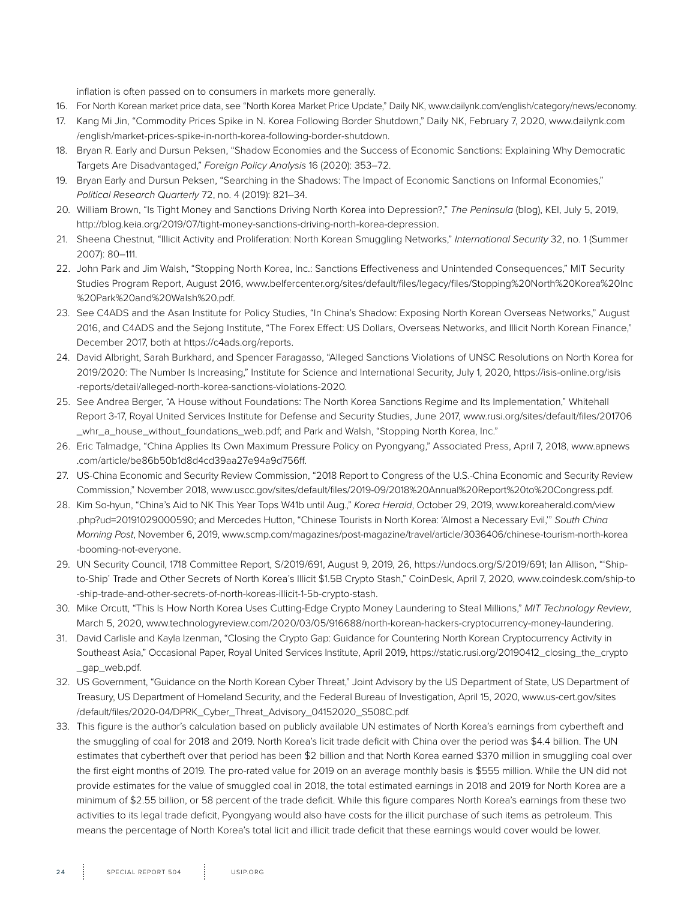inflation is often passed on to consumers in markets more generally.

16. For North Korean market price data, see "North Korea Market Price Update," Daily NK, www.dailynk.com/english/category/news/economy.
17. Kang Mi Jin, "Commodity Prices Spike in N. Korea Following Border Shutdown," Daily NK, February 7, 2020, www.dailynk.com/english/market-prices-spike-in-north-korea-following-border-shutdown.
18. Bryan R. Early and Dursun Peksen, "Shadow Economies and the Success of Economic Sanctions: Explaining Why Democratic Targets Are Disadvantaged," *Foreign Policy Analysis* 16 (2020): 353–72.
19. Bryan Early and Dursun Peksen, "Searching in the Shadows: The Impact of Economic Sanctions on Informal Economies," *Political Research Quarterly* 72, no. 4 (2019): 821–34.
20. William Brown, "Is Tight Money and Sanctions Driving North Korea into Depression?," *The Peninsula* (blog), KEI, July 5, 2019, http://blog.keia.org/2019/07/tight-money-sanctions-driving-north-korea-depression.
21. Sheena Chestnut, "Illicit Activity and Proliferation: North Korean Smuggling Networks," *International Security* 32, no. 1 (Summer 2007): 80–111.
22. John Park and Jim Walsh, "Stopping North Korea, Inc.: Sanctions Effectiveness and Unintended Consequences," MIT Security Studies Program Report, August 2016, www.belfercenter.org/sites/default/files/legacy/files/Stopping%20North%20Korea%20Inc%20Park%20and%20Walsh%20.pdf.
23. See C4ADS and the Asan Institute for Policy Studies, "In China's Shadow: Exposing North Korean Overseas Networks," August 2016, and C4ADS and the Sejong Institute, "The Forex Effect: US Dollars, Overseas Networks, and Illicit North Korean Finance," December 2017, both at https://c4ads.org/reports.
24. David Albright, Sarah Burkhard, and Spencer Faragasso, "Alleged Sanctions Violations of UNSC Resolutions on North Korea for 2019/2020: The Number Is Increasing," Institute for Science and International Security, July 1, 2020, https://isis-online.org/isis-reports/detail/alleged-north-korea-sanctions-violations-2020.
25. See Andrea Berger, "A House without Foundations: The North Korea Sanctions Regime and Its Implementation," Whitehall Report 3-17, Royal United Services Institute for Defense and Security Studies, June 2017, www.rusi.org/sites/default/files/201706_whr_a_house_without_foundations_web.pdf; and Park and Walsh, "Stopping North Korea, Inc."
26. Eric Talmadge, "China Applies Its Own Maximum Pressure Policy on Pyongyang," Associated Press, April 7, 2018, www.apnews.com/article/be86b50b1d8d4cd39aa27e94a9d756ff.
27. US-China Economic and Security Review Commission, "2018 Report to Congress of the U.S.-China Economic and Security Review Commission," November 2018, www.uscc.gov/sites/default/files/2019-09/2018%20Annual%20Report%20to%20Congress.pdf.
28. Kim So-hyun, "China's Aid to NK This Year Tops W41b until Aug.," *Korea Herald*, October 29, 2019, www.koreaherald.com/view.php?ud=20191029000590; and Mercedes Hutton, "Chinese Tourists in North Korea: 'Almost a Necessary Evil,'" *South China Morning Post*, November 6, 2019, www.scmp.com/magazines/post-magazine/travel/article/3036406/chinese-tourism-north-korea-booming-not-everyone.
29. UN Security Council, 1718 Committee Report, S/2019/691, August 9, 2019, 26, https://undocs.org/S/2019/691; Ian Allison, "'Ship-to-Ship' Trade and Other Secrets of North Korea's Illicit $1.5B Crypto Stash," CoinDesk, April 7, 2020, www.coindesk.com/ship-to-ship-trade-and-other-secrets-of-north-koreas-illicit-1-5b-crypto-stash.
30. Mike Orcutt, "This Is How North Korea Uses Cutting-Edge Crypto Money Laundering to Steal Millions," *MIT Technology Review*, March 5, 2020, www.technologyreview.com/2020/03/05/916688/north-korean-hackers-cryptocurrency-money-laundering.
31. David Carlisle and Kayla Izenman, "Closing the Crypto Gap: Guidance for Countering North Korean Cryptocurrency Activity in Southeast Asia," Occasional Paper, Royal United Services Institute, April 2019, https://static.rusi.org/20190412_closing_the_crypto_gap_web.pdf.
32. US Government, "Guidance on the North Korean Cyber Threat," Joint Advisory by the US Department of State, US Department of Treasury, US Department of Homeland Security, and the Federal Bureau of Investigation, April 15, 2020, www.us-cert.gov/sites/default/files/2020-04/DPRK_Cyber_Threat_Advisory_04152020_S508C.pdf.
33. This figure is the author's calculation based on publicly available UN estimates of North Korea's earnings from cybertheft and the smuggling of coal for 2018 and 2019. North Korea's licit trade deficit with China over the period was $4.4 billion. The UN estimates that cybertheft over that period has been $2 billion and that North Korea earned $370 million in smuggling coal over the first eight months of 2019. The pro-rated value for 2019 on an average monthly basis is $555 million. While the UN did not provide estimates for the value of smuggled coal in 2018, the total estimated earnings in 2018 and 2019 for North Korea are a minimum of $2.55 billion, or 58 percent of the trade deficit. While this figure compares North Korea's earnings from these two activities to its legal trade deficit, Pyongyang would also have costs for the illicit purchase of such items as petroleum. This means the percentage of North Korea's total licit and illicit trade deficit that these earnings would cover would be lower.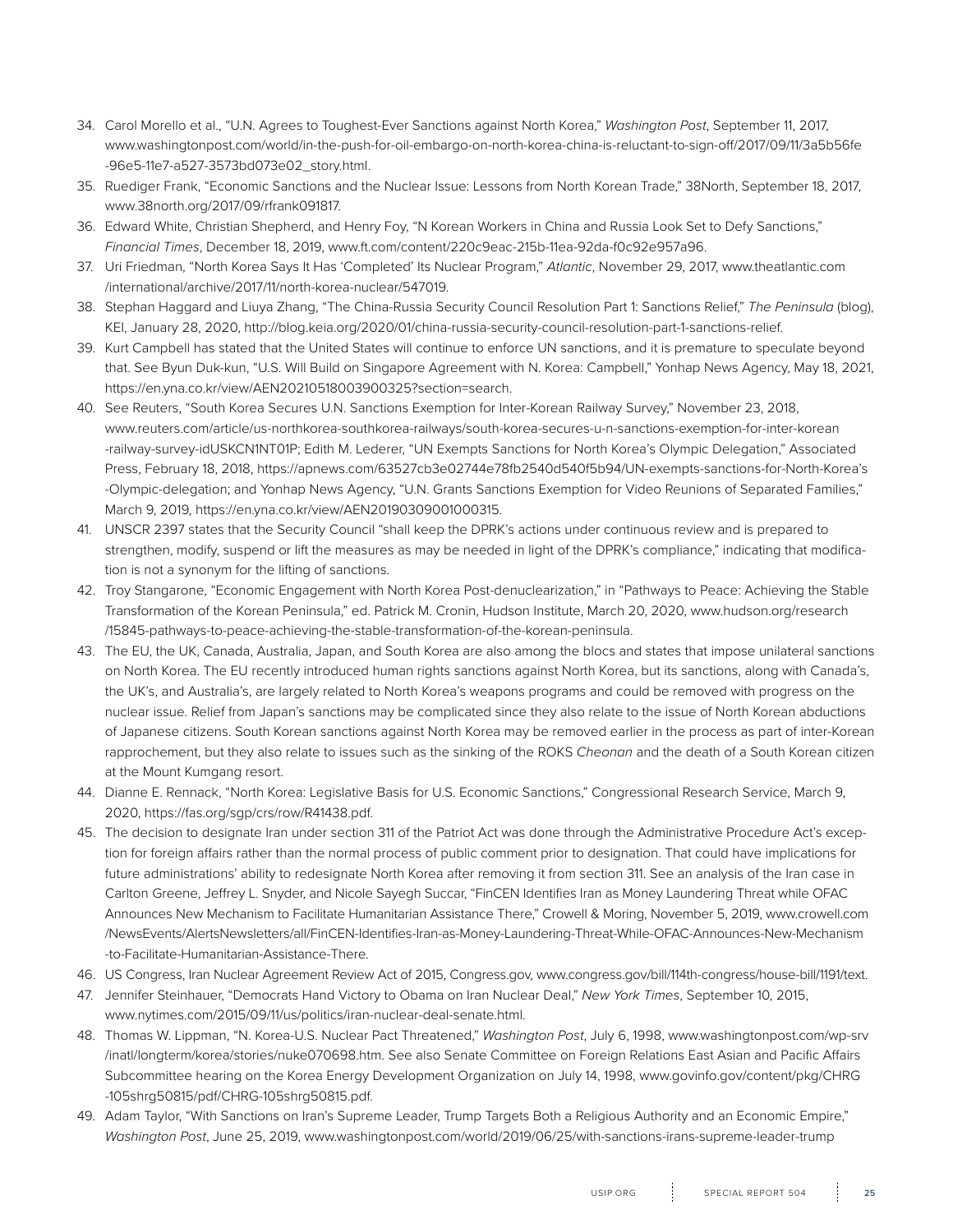34. Carol Morello et al., "U.N. Agrees to Toughest-Ever Sanctions against North Korea," *Washington Post*, September 11, 2017, www.washingtonpost.com/world/in-the-push-for-oil-embargo-on-north-korea-china-is-reluctant-to-sign-off/2017/09/11/3a5b56fe-96e5-11e7-a527-3573bd073e02_story.html.
35. Ruediger Frank, "Economic Sanctions and the Nuclear Issue: Lessons from North Korean Trade," 38North, September 18, 2017, www.38north.org/2017/09/rfrank091817.
36. Edward White, Christian Shepherd, and Henry Foy, "N Korean Workers in China and Russia Look Set to Defy Sanctions," *Financial Times*, December 18, 2019, www.ft.com/content/220c9eac-215b-11ea-92da-f0c92e957a96.
37. Uri Friedman, "North Korea Says It Has 'Completed' Its Nuclear Program," *Atlantic*, November 29, 2017, www.theatlantic.com/international/archive/2017/11/north-korea-nuclear/547019.
38. Stephan Haggard and Liuya Zhang, "The China-Russia Security Council Resolution Part 1: Sanctions Relief," *The Peninsula* (blog), KEI, January 28, 2020, http://blog.keia.org/2020/01/china-russia-security-council-resolution-part-1-sanctions-relief.
39. Kurt Campbell has stated that the United States will continue to enforce UN sanctions, and it is premature to speculate beyond that. See Byun Duk-kun, "U.S. Will Build on Singapore Agreement with N. Korea: Campbell," Yonhap News Agency, May 18, 2021, https://en.yna.co.kr/view/AEN20210518003900325?section=search.
40. See Reuters, "South Korea Secures U.N. Sanctions Exemption for Inter-Korean Railway Survey," November 23, 2018, www.reuters.com/article/us-northkorea-southkorea-railways/south-korea-secures-u-n-sanctions-exemption-for-inter-korean-railway-survey-idUSKCN1NT01P; Edith M. Lederer, "UN Exempts Sanctions for North Korea's Olympic Delegation," Associated Press, February 18, 2018, https://apnews.com/63527cb3e02744e78fb2540d540f5b94/UN-exempts-sanctions-for-North-Korea's-Olympic-delegation; and Yonhap News Agency, "U.N. Grants Sanctions Exemption for Video Reunions of Separated Families," March 9, 2019, https://en.yna.co.kr/view/AEN20190309001000315.
41. UNSCR 2397 states that the Security Council "shall keep the DPRK's actions under continuous review and is prepared to strengthen, modify, suspend or lift the measures as may be needed in light of the DPRK's compliance," indicating that modification is not a synonym for the lifting of sanctions.
42. Troy Stangarone, "Economic Engagement with North Korea Post-denuclearization," in "Pathways to Peace: Achieving the Stable Transformation of the Korean Peninsula," ed. Patrick M. Cronin, Hudson Institute, March 20, 2020, www.hudson.org/research/15845-pathways-to-peace-achieving-the-stable-transformation-of-the-korean-peninsula.
43. The EU, the UK, Canada, Australia, Japan, and South Korea are also among the blocs and states that impose unilateral sanctions on North Korea. The EU recently introduced human rights sanctions against North Korea, but its sanctions, along with Canada's, the UK's, and Australia's, are largely related to North Korea's weapons programs and could be removed with progress on the nuclear issue. Relief from Japan's sanctions may be complicated since they also relate to the issue of North Korean abductions of Japanese citizens. South Korean sanctions against North Korea may be removed earlier in the process as part of inter-Korean rapprochement, but they also relate to issues such as the sinking of the ROKS *Cheonan* and the death of a South Korean citizen at the Mount Kumgang resort.
44. Dianne E. Rennack, "North Korea: Legislative Basis for U.S. Economic Sanctions," Congressional Research Service, March 9, 2020, https://fas.org/sgp/crs/row/R41438.pdf.
45. The decision to designate Iran under section 311 of the Patriot Act was done through the Administrative Procedure Act's exception for foreign affairs rather than the normal process of public comment prior to designation. That could have implications for future administrations' ability to redesignate North Korea after removing it from section 311. See an analysis of the Iran case in Carlton Greene, Jeffrey L. Snyder, and Nicole Sayegh Succar, "FinCEN Identifies Iran as Money Laundering Threat while OFAC Announces New Mechanism to Facilitate Humanitarian Assistance There," Crowell & Moring, November 5, 2019, www.crowell.com/NewsEvents/AlertsNewsletters/all/FinCEN-Identifies-Iran-as-Money-Laundering-Threat-While-OFAC-Announces-New-Mechanism-to-Facilitate-Humanitarian-Assistance-There.
46. US Congress, Iran Nuclear Agreement Review Act of 2015, Congress.gov, www.congress.gov/bill/114th-congress/house-bill/1191/text.
47. Jennifer Steinhauer, "Democrats Hand Victory to Obama on Iran Nuclear Deal," *New York Times*, September 10, 2015, www.nytimes.com/2015/09/11/us/politics/iran-nuclear-deal-senate.html.
48. Thomas W. Lippman, "N. Korea-U.S. Nuclear Pact Threatened," *Washington Post*, July 6, 1998, www.washingtonpost.com/wp-srv/inatl/longterm/korea/stories/nuke070698.htm. See also Senate Committee on Foreign Relations East Asian and Pacific Affairs Subcommittee hearing on the Korea Energy Development Organization on July 14, 1998, www.govinfo.gov/content/pkg/CHRG-105shrg50815/pdf/CHRG-105shrg50815.pdf.
49. Adam Taylor, "With Sanctions on Iran's Supreme Leader, Trump Targets Both a Religious Authority and an Economic Empire," *Washington Post*, June 25, 2019, www.washingtonpost.com/world/2019/06/25/with-sanctions-irans-supreme-leader-trump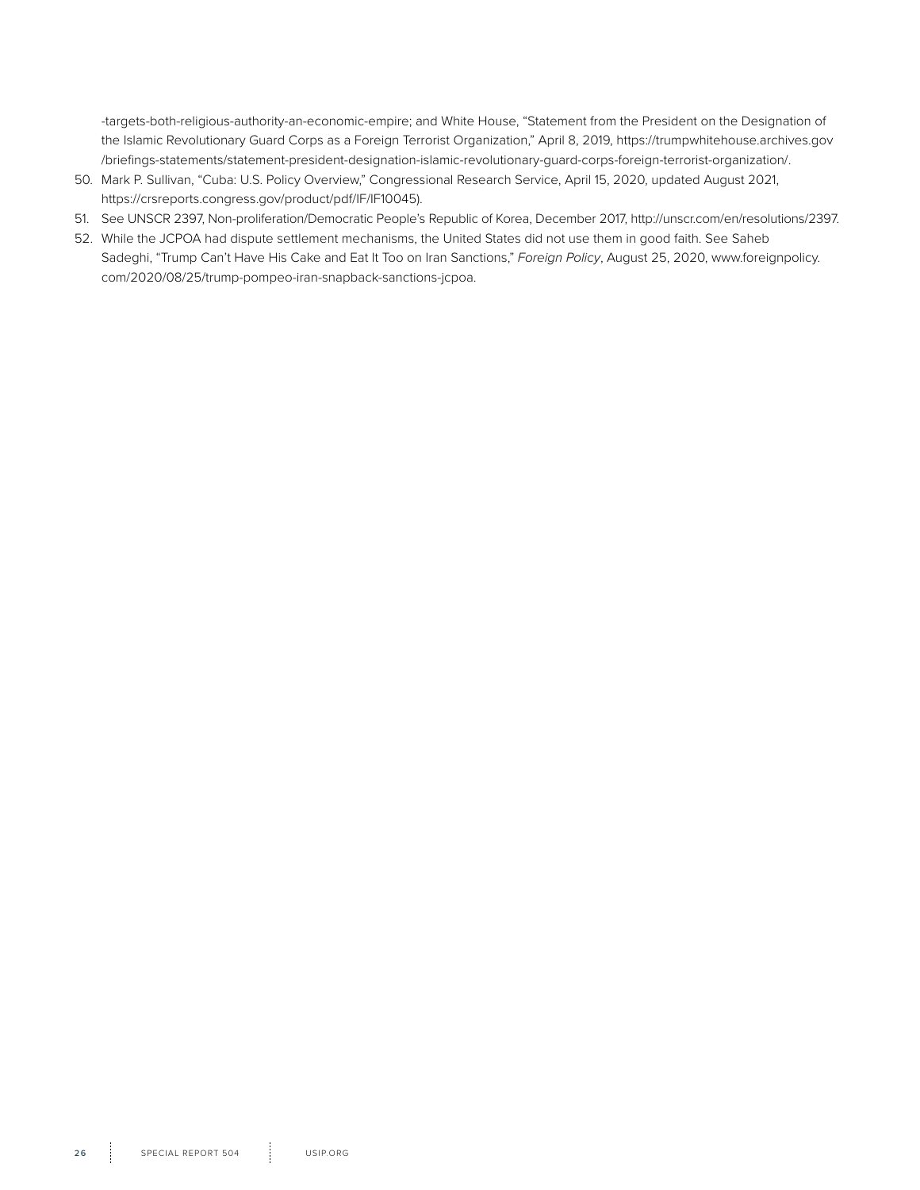-targets-both-religious-authority-an-economic-empire; and White House, "Statement from the President on the Designation of the Islamic Revolutionary Guard Corps as a Foreign Terrorist Organization," April 8, 2019, https://trumpwhitehouse.archives.gov/briefings-statements/statement-president-designation-islamic-revolutionary-guard-corps-foreign-terrorist-organization/.

50. Mark P. Sullivan, "Cuba: U.S. Policy Overview," Congressional Research Service, April 15, 2020, updated August 2021, https://crsreports.congress.gov/product/pdf/IF/IF10045).
51. See UNSCR 2397, Non-proliferation/Democratic People's Republic of Korea, December 2017, http://unscr.com/en/resolutions/2397.
52. While the JCPOA had dispute settlement mechanisms, the United States did not use them in good faith. See Saheb Sadeghi, "Trump Can't Have His Cake and Eat It Too on Iran Sanctions," *Foreign Policy*, August 25, 2020, www.foreignpolicy.com/2020/08/25/trump-pompeo-iran-snapback-sanctions-jcpoa.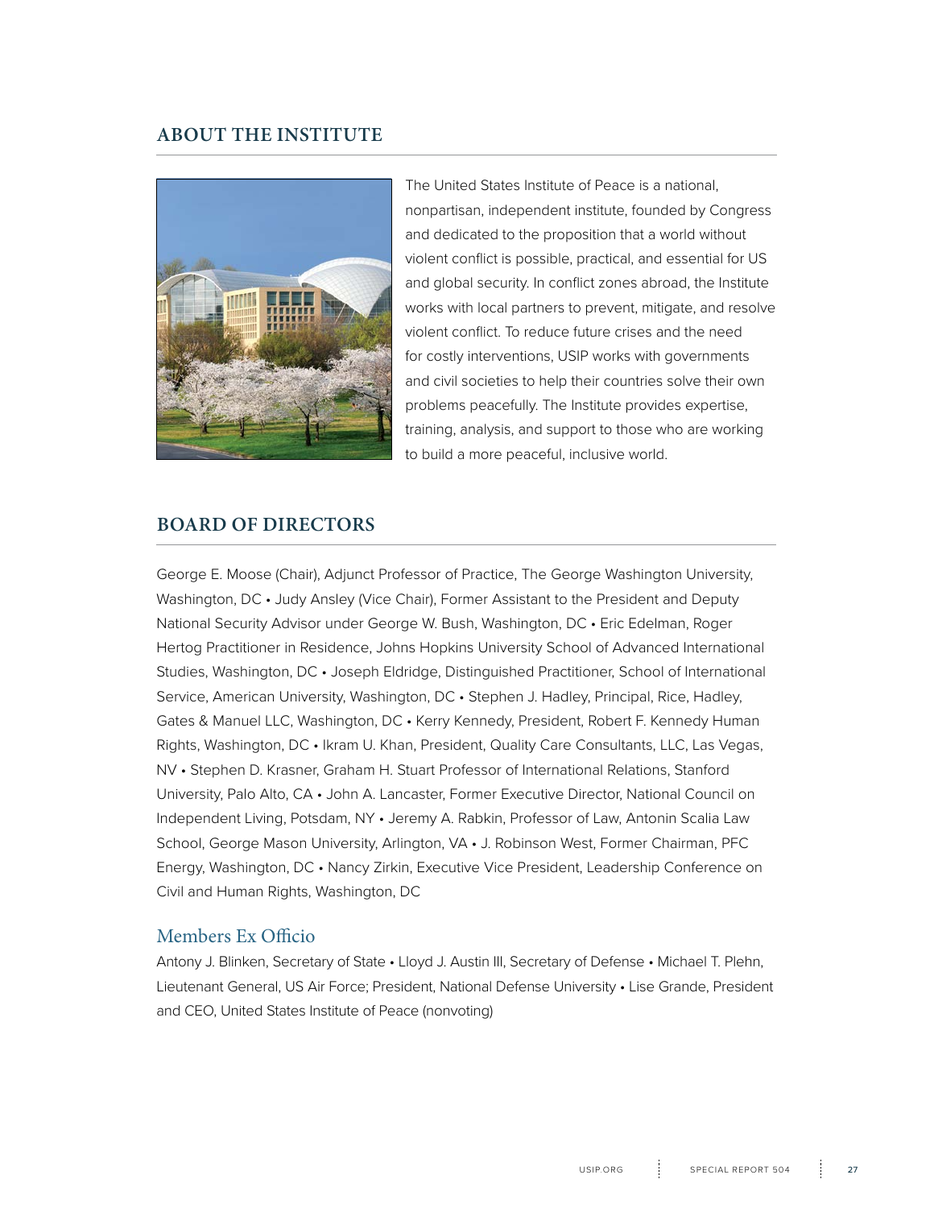## ABOUT THE INSTITUTE

The United States Institute of Peace is a national, nonpartisan, independent institute, founded by Congress and dedicated to the proposition that a world without violent conflict is possible, practical, and essential for US and global security. In conflict zones abroad, the Institute works with local partners to prevent, mitigate, and resolve violent conflict. To reduce future crises and the need for costly interventions, USIP works with governments and civil societies to help their countries solve their own problems peacefully. The Institute provides expertise, training, analysis, and support to those who are working to build a more peaceful, inclusive world.

## BOARD OF DIRECTORS

George E. Moose (Chair), Adjunct Professor of Practice, The George Washington University, Washington, DC • Judy Ansley (Vice Chair), Former Assistant to the President and Deputy National Security Advisor under George W. Bush, Washington, DC • Eric Edelman, Roger Hertog Practitioner in Residence, Johns Hopkins University School of Advanced International Studies, Washington, DC • Joseph Eldridge, Distinguished Practitioner, School of International Service, American University, Washington, DC • Stephen J. Hadley, Principal, Rice, Hadley, Gates & Manuel LLC, Washington, DC • Kerry Kennedy, President, Robert F. Kennedy Human Rights, Washington, DC • Ikram U. Khan, President, Quality Care Consultants, LLC, Las Vegas, NV • Stephen D. Krasner, Graham H. Stuart Professor of International Relations, Stanford University, Palo Alto, CA • John A. Lancaster, Former Executive Director, National Council on Independent Living, Potsdam, NY • Jeremy A. Rabkin, Professor of Law, Antonin Scalia Law School, George Mason University, Arlington, VA • J. Robinson West, Former Chairman, PFC Energy, Washington, DC • Nancy Zirkin, Executive Vice President, Leadership Conference on Civil and Human Rights, Washington, DC

### Members Ex Officio

Antony J. Blinken, Secretary of State • Lloyd J. Austin III, Secretary of Defense • Michael T. Plehn, Lieutenant General, US Air Force; President, National Defense University • Lise Grande, President and CEO, United States Institute of Peace (nonvoting)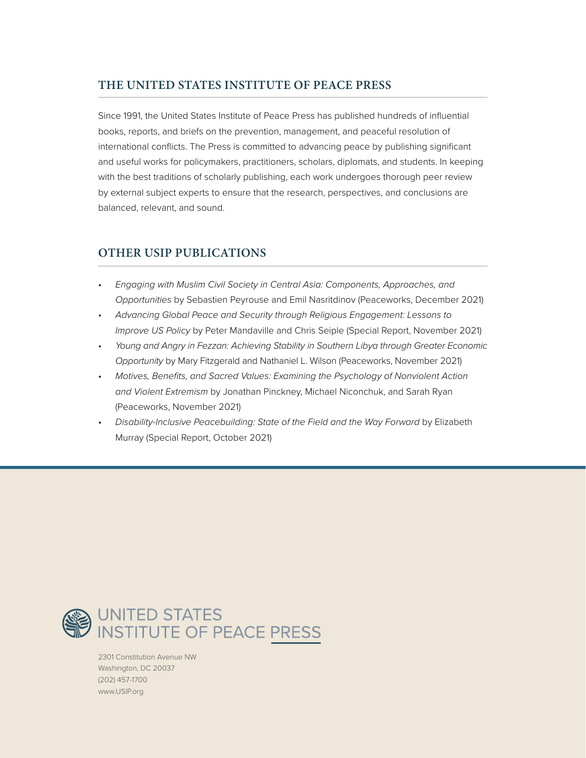## THE UNITED STATES INSTITUTE OF PEACE PRESS

Since 1991, the United States Institute of Peace Press has published hundreds of influential books, reports, and briefs on the prevention, management, and peaceful resolution of international conflicts. The Press is committed to advancing peace by publishing significant and useful works for policymakers, practitioners, scholars, diplomats, and students. In keeping with the best traditions of scholarly publishing, each work undergoes thorough peer review by external subject experts to ensure that the research, perspectives, and conclusions are balanced, relevant, and sound.

## OTHER USIP PUBLICATIONS

- *Engaging with Muslim Civil Society in Central Asia: Components, Approaches, and Opportunities* by Sebastien Peyrouse and Emil Nasritdinov (Peaceworks, December 2021)
- *Advancing Global Peace and Security through Religious Engagement: Lessons to Improve US Policy* by Peter Mandaville and Chris Seiple (Special Report, November 2021)
- *Young and Angry in Fezzan: Achieving Stability in Southern Libya through Greater Economic Opportunity* by Mary Fitzgerald and Nathaniel L. Wilson (Peaceworks, November 2021)
- *Motives, Benefits, and Sacred Values: Examining the Psychology of Nonviolent Action and Violent Extremism* by Jonathan Pinckney, Michael Niconchuk, and Sarah Ryan (Peaceworks, November 2021)
- *Disability-Inclusive Peacebuilding: State of the Field and the Way Forward* by Elizabeth Murray (Special Report, October 2021)

UNITED STATES
INSTITUTE OF PEACE PRESS

2301 Constitution Avenue NW
Washington, DC 20037
(202) 457-1700
www.USIP.org